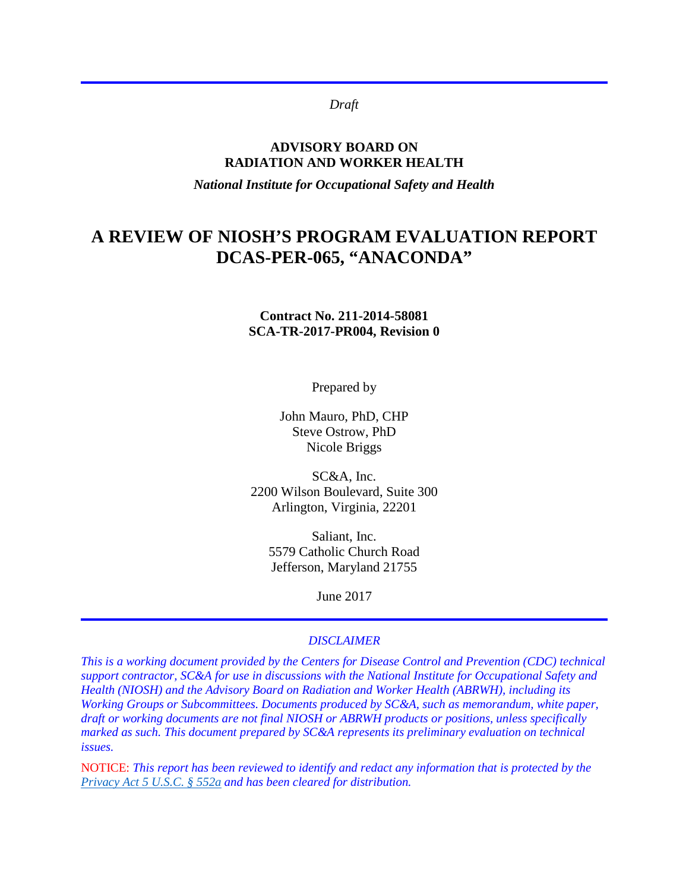*Draft*

**ADVISORY BOARD ON**
**RADIATION AND WORKER HEALTH**

***National Institute for Occupational Safety and Health***

# A REVIEW OF NIOSH'S PROGRAM EVALUATION REPORT DCAS-PER-065, "ANACONDA"

**Contract No. 211-2014-58081**
**SCA-TR-2017-PR004, Revision 0**

Prepared by

John Mauro, PhD, CHP
Steve Ostrow, PhD
Nicole Briggs

SC&A, Inc.
2200 Wilson Boulevard, Suite 300
Arlington, Virginia, 22201

Saliant, Inc.
5579 Catholic Church Road
Jefferson, Maryland 21755

June 2017

---

*DISCLAIMER*

*This is a working document provided by the Centers for Disease Control and Prevention (CDC) technical support contractor, SC&A for use in discussions with the National Institute for Occupational Safety and Health (NIOSH) and the Advisory Board on Radiation and Worker Health (ABRWH), including its Working Groups or Subcommittees. Documents produced by SC&A, such as memorandum, white paper, draft or working documents are not final NIOSH or ABRWH products or positions, unless specifically marked as such. This document prepared by SC&A represents its preliminary evaluation on technical issues.*

NOTICE: *This report has been reviewed to identify and redact any information that is protected by the Privacy Act 5 U.S.C. § 552a and has been cleared for distribution.*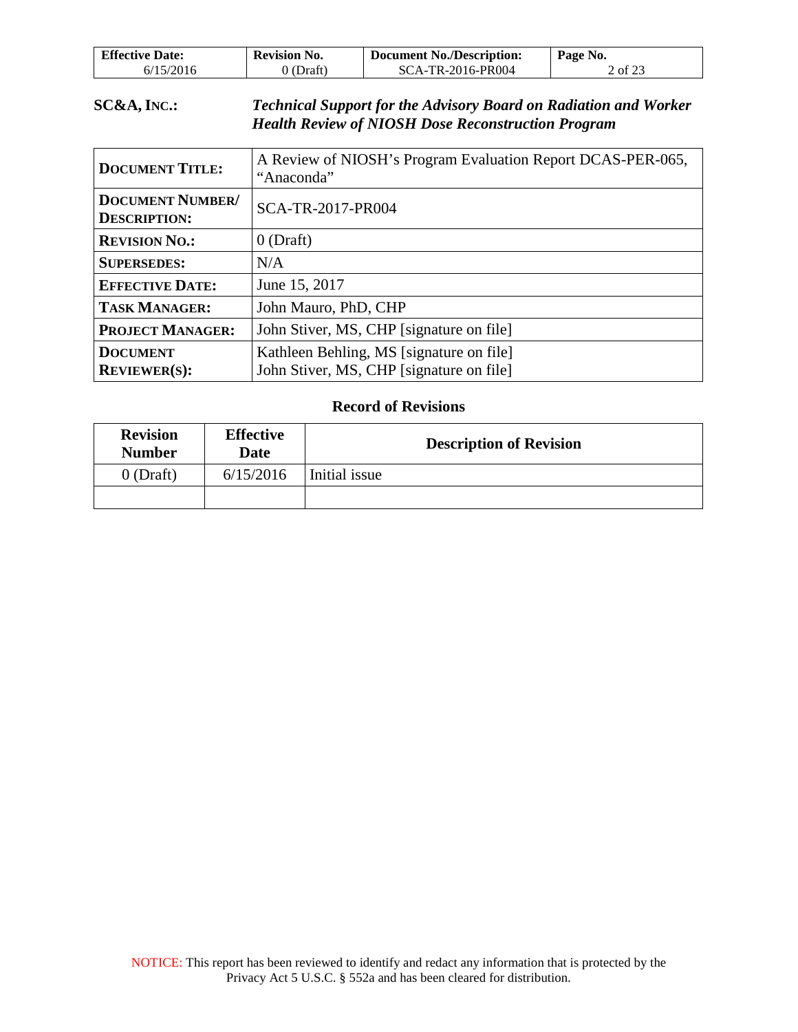**SC&A, INC.:** ***Technical Support for the Advisory Board on Radiation and Worker Health Review of NIOSH Dose Reconstruction Program***

| | |
|---|---|
| **DOCUMENT TITLE:** | A Review of NIOSH's Program Evaluation Report DCAS-PER-065, "Anaconda" |
| **DOCUMENT NUMBER/ DESCRIPTION:** | SCA-TR-2017-PR004 |
| **REVISION NO.:** | 0 (Draft) |
| **SUPERSEDES:** | N/A |
| **EFFECTIVE DATE:** | June 15, 2017 |
| **TASK MANAGER:** | John Mauro, PhD, CHP |
| **PROJECT MANAGER:** | John Stiver, MS, CHP [signature on file] |
| **DOCUMENT REVIEWER(S):** | Kathleen Behling, MS [signature on file]<br>John Stiver, MS, CHP [signature on file] |

**Record of Revisions**

| Revision Number | Effective Date | Description of Revision |
|---|---|---|
| 0 (Draft) | 6/15/2016 | Initial issue |
| | | |

NOTICE: This report has been reviewed to identify and redact any information that is protected by the Privacy Act 5 U.S.C. § 552a and has been cleared for distribution.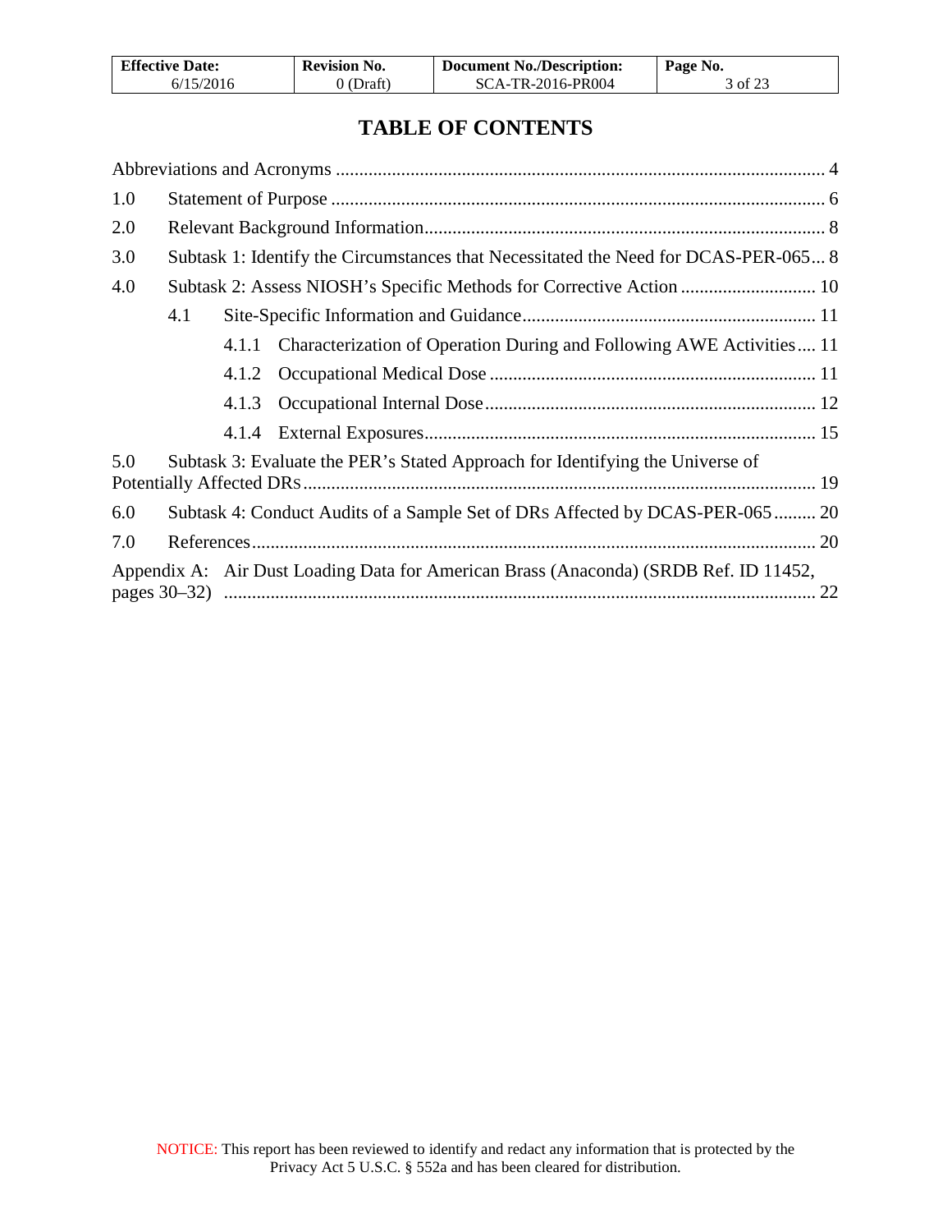# TABLE OF CONTENTS

Abbreviations and Acronyms ........................................................................................................ 4

1.0 Statement of Purpose ......................................................................................................... 6

2.0 Relevant Background Information..................................................................................... 8

3.0 Subtask 1: Identify the Circumstances that Necessitated the Need for DCAS-PER-065... 8

4.0 Subtask 2: Assess NIOSH's Specific Methods for Corrective Action ............................. 10

- 4.1 Site-Specific Information and Guidance............................................................... 11
  - 4.1.1 Characterization of Operation During and Following AWE Activities.... 11
  - 4.1.2 Occupational Medical Dose ...................................................................... 11
  - 4.1.3 Occupational Internal Dose....................................................................... 12
  - 4.1.4 External Exposures.................................................................................... 15

5.0 Subtask 3: Evaluate the PER's Stated Approach for Identifying the Universe of Potentially Affected DRs.............................................................................................................. 19

6.0 Subtask 4: Conduct Audits of a Sample Set of DRs Affected by DCAS-PER-065......... 20

7.0 References......................................................................................................................... 20

Appendix A: Air Dust Loading Data for American Brass (Anaconda) (SRDB Ref. ID 11452, pages 30–32) ............................................................................................................... 22

NOTICE: This report has been reviewed to identify and redact any information that is protected by the Privacy Act 5 U.S.C. § 552a and has been cleared for distribution.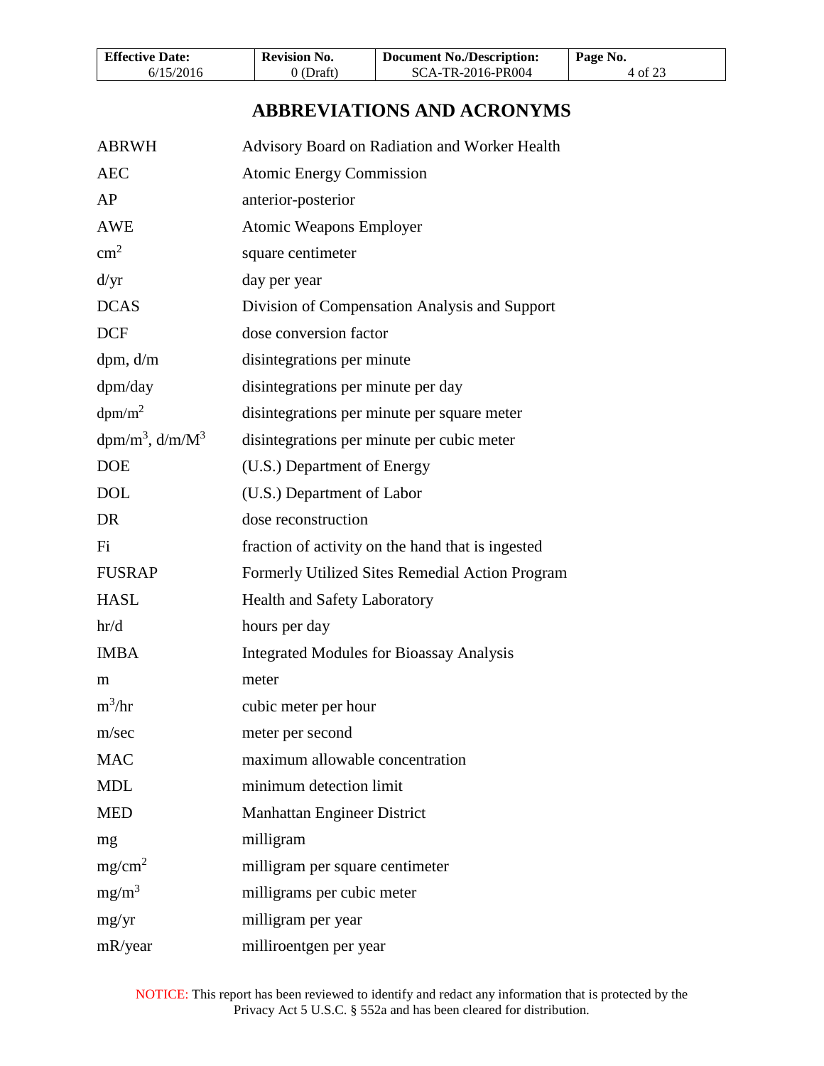# ABBREVIATIONS AND ACRONYMS

| | |
|---|---|
| ABRWH | Advisory Board on Radiation and Worker Health |
| AEC | Atomic Energy Commission |
| AP | anterior-posterior |
| AWE | Atomic Weapons Employer |
| $cm^2$ | square centimeter |
| d/yr | day per year |
| DCAS | Division of Compensation Analysis and Support |
| DCF | dose conversion factor |
| dpm, d/m | disintegrations per minute |
| dpm/day | disintegrations per minute per day |
| $dpm/m^2$ | disintegrations per minute per square meter |
| $dpm/m^3$, $d/m/M^3$ | disintegrations per minute per cubic meter |
| DOE | (U.S.) Department of Energy |
| DOL | (U.S.) Department of Labor |
| DR | dose reconstruction |
| Fi | fraction of activity on the hand that is ingested |
| FUSRAP | Formerly Utilized Sites Remedial Action Program |
| HASL | Health and Safety Laboratory |
| hr/d | hours per day |
| IMBA | Integrated Modules for Bioassay Analysis |
| m | meter |
| $m^3/hr$ | cubic meter per hour |
| m/sec | meter per second |
| MAC | maximum allowable concentration |
| MDL | minimum detection limit |
| MED | Manhattan Engineer District |
| mg | milligram |
| $mg/cm^2$ | milligram per square centimeter |
| $mg/m^3$ | milligrams per cubic meter |
| mg/yr | milligram per year |
| mR/year | milliroentgen per year |

NOTICE: This report has been reviewed to identify and redact any information that is protected by the Privacy Act 5 U.S.C. § 552a and has been cleared for distribution.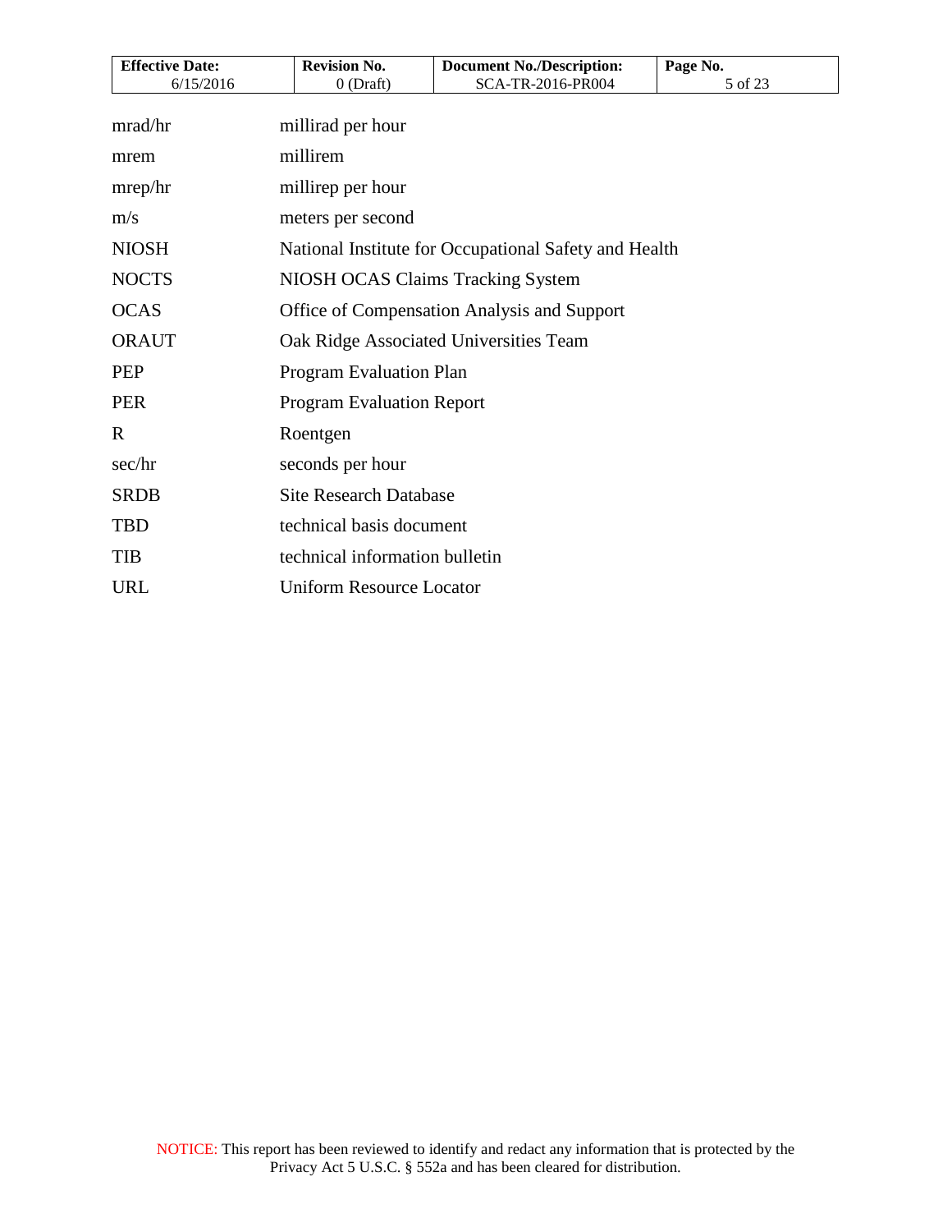| | |
|---|---|
| mrad/hr | millirad per hour |
| mrem | millirem |
| mrep/hr | millirep per hour |
| m/s | meters per second |
| NIOSH | National Institute for Occupational Safety and Health |
| NOCTS | NIOSH OCAS Claims Tracking System |
| OCAS | Office of Compensation Analysis and Support |
| ORAUT | Oak Ridge Associated Universities Team |
| PEP | Program Evaluation Plan |
| PER | Program Evaluation Report |
| R | Roentgen |
| sec/hr | seconds per hour |
| SRDB | Site Research Database |
| TBD | technical basis document |
| TIB | technical information bulletin |
| URL | Uniform Resource Locator |

NOTICE: This report has been reviewed to identify and redact any information that is protected by the Privacy Act 5 U.S.C. § 552a and has been cleared for distribution.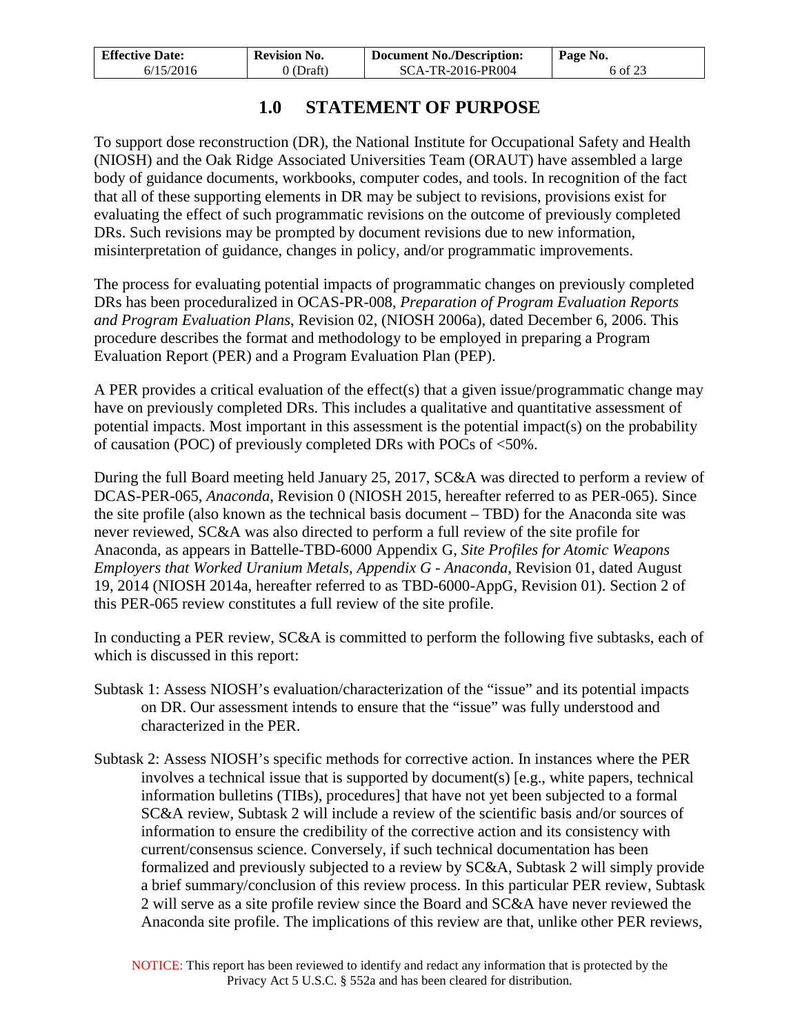# 1.0 STATEMENT OF PURPOSE

To support dose reconstruction (DR), the National Institute for Occupational Safety and Health (NIOSH) and the Oak Ridge Associated Universities Team (ORAUT) have assembled a large body of guidance documents, workbooks, computer codes, and tools. In recognition of the fact that all of these supporting elements in DR may be subject to revisions, provisions exist for evaluating the effect of such programmatic revisions on the outcome of previously completed DRs. Such revisions may be prompted by document revisions due to new information, misinterpretation of guidance, changes in policy, and/or programmatic improvements.

The process for evaluating potential impacts of programmatic changes on previously completed DRs has been proceduralized in OCAS-PR-008, *Preparation of Program Evaluation Reports and Program Evaluation Plans*, Revision 02, (NIOSH 2006a), dated December 6, 2006. This procedure describes the format and methodology to be employed in preparing a Program Evaluation Report (PER) and a Program Evaluation Plan (PEP).

A PER provides a critical evaluation of the effect(s) that a given issue/programmatic change may have on previously completed DRs. This includes a qualitative and quantitative assessment of potential impacts. Most important in this assessment is the potential impact(s) on the probability of causation (POC) of previously completed DRs with POCs of <50%.

During the full Board meeting held January 25, 2017, SC&A was directed to perform a review of DCAS-PER-065, *Anaconda*, Revision 0 (NIOSH 2015, hereafter referred to as PER-065). Since the site profile (also known as the technical basis document – TBD) for the Anaconda site was never reviewed, SC&A was also directed to perform a full review of the site profile for Anaconda, as appears in Battelle-TBD-6000 Appendix G, *Site Profiles for Atomic Weapons Employers that Worked Uranium Metals, Appendix G - Anaconda*, Revision 01, dated August 19, 2014 (NIOSH 2014a, hereafter referred to as TBD-6000-AppG, Revision 01). Section 2 of this PER-065 review constitutes a full review of the site profile.

In conducting a PER review, SC&A is committed to perform the following five subtasks, each of which is discussed in this report:

Subtask 1: Assess NIOSH's evaluation/characterization of the "issue" and its potential impacts on DR. Our assessment intends to ensure that the "issue" was fully understood and characterized in the PER.

Subtask 2: Assess NIOSH's specific methods for corrective action. In instances where the PER involves a technical issue that is supported by document(s) [e.g., white papers, technical information bulletins (TIBs), procedures] that have not yet been subjected to a formal SC&A review, Subtask 2 will include a review of the scientific basis and/or sources of information to ensure the credibility of the corrective action and its consistency with current/consensus science. Conversely, if such technical documentation has been formalized and previously subjected to a review by SC&A, Subtask 2 will simply provide a brief summary/conclusion of this review process. In this particular PER review, Subtask 2 will serve as a site profile review since the Board and SC&A have never reviewed the Anaconda site profile. The implications of this review are that, unlike other PER reviews,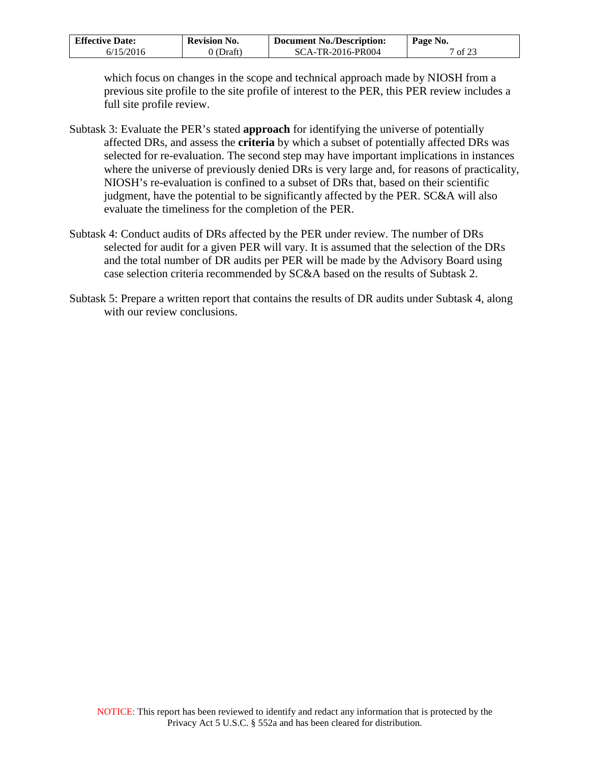which focus on changes in the scope and technical approach made by NIOSH from a previous site profile to the site profile of interest to the PER, this PER review includes a full site profile review.

Subtask 3: Evaluate the PER's stated **approach** for identifying the universe of potentially affected DRs, and assess the **criteria** by which a subset of potentially affected DRs was selected for re-evaluation. The second step may have important implications in instances where the universe of previously denied DRs is very large and, for reasons of practicality, NIOSH's re-evaluation is confined to a subset of DRs that, based on their scientific judgment, have the potential to be significantly affected by the PER. SC&A will also evaluate the timeliness for the completion of the PER.

Subtask 4: Conduct audits of DRs affected by the PER under review. The number of DRs selected for audit for a given PER will vary. It is assumed that the selection of the DRs and the total number of DR audits per PER will be made by the Advisory Board using case selection criteria recommended by SC&A based on the results of Subtask 2.

Subtask 5: Prepare a written report that contains the results of DR audits under Subtask 4, along with our review conclusions.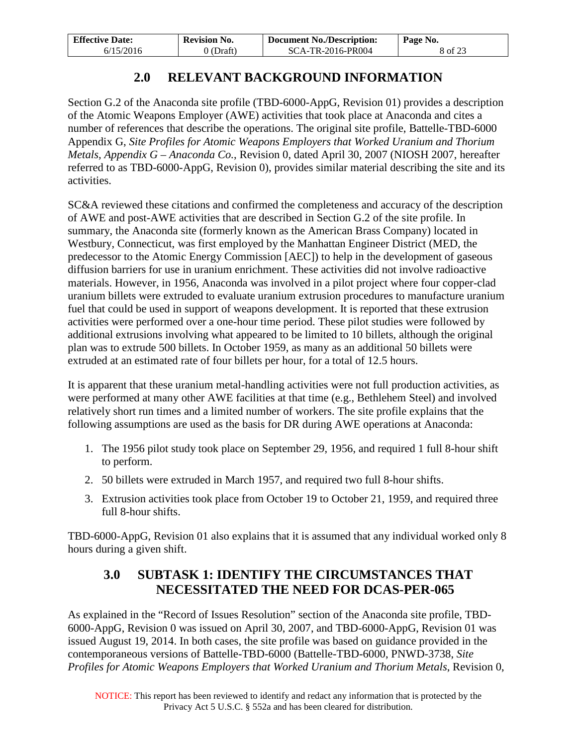## 2.0 RELEVANT BACKGROUND INFORMATION

Section G.2 of the Anaconda site profile (TBD-6000-AppG, Revision 01) provides a description of the Atomic Weapons Employer (AWE) activities that took place at Anaconda and cites a number of references that describe the operations. The original site profile, Battelle-TBD-6000 Appendix G, *Site Profiles for Atomic Weapons Employers that Worked Uranium and Thorium Metals, Appendix G – Anaconda Co.*, Revision 0, dated April 30, 2007 (NIOSH 2007, hereafter referred to as TBD-6000-AppG, Revision 0), provides similar material describing the site and its activities.

SC&A reviewed these citations and confirmed the completeness and accuracy of the description of AWE and post-AWE activities that are described in Section G.2 of the site profile. In summary, the Anaconda site (formerly known as the American Brass Company) located in Westbury, Connecticut, was first employed by the Manhattan Engineer District (MED, the predecessor to the Atomic Energy Commission [AEC]) to help in the development of gaseous diffusion barriers for use in uranium enrichment. These activities did not involve radioactive materials. However, in 1956, Anaconda was involved in a pilot project where four copper-clad uranium billets were extruded to evaluate uranium extrusion procedures to manufacture uranium fuel that could be used in support of weapons development. It is reported that these extrusion activities were performed over a one-hour time period. These pilot studies were followed by additional extrusions involving what appeared to be limited to 10 billets, although the original plan was to extrude 500 billets. In October 1959, as many as an additional 50 billets were extruded at an estimated rate of four billets per hour, for a total of 12.5 hours.

It is apparent that these uranium metal-handling activities were not full production activities, as were performed at many other AWE facilities at that time (e.g., Bethlehem Steel) and involved relatively short run times and a limited number of workers. The site profile explains that the following assumptions are used as the basis for DR during AWE operations at Anaconda:

1. The 1956 pilot study took place on September 29, 1956, and required 1 full 8-hour shift to perform.
2. 50 billets were extruded in March 1957, and required two full 8-hour shifts.
3. Extrusion activities took place from October 19 to October 21, 1959, and required three full 8-hour shifts.

TBD-6000-AppG, Revision 01 also explains that it is assumed that any individual worked only 8 hours during a given shift.

## 3.0 SUBTASK 1: IDENTIFY THE CIRCUMSTANCES THAT NECESSITATED THE NEED FOR DCAS-PER-065

As explained in the "Record of Issues Resolution" section of the Anaconda site profile, TBD-6000-AppG, Revision 0 was issued on April 30, 2007, and TBD-6000-AppG, Revision 01 was issued August 19, 2014. In both cases, the site profile was based on guidance provided in the contemporaneous versions of Battelle-TBD-6000 (Battelle-TBD-6000, PNWD-3738, *Site Profiles for Atomic Weapons Employers that Worked Uranium and Thorium Metals*, Revision 0,

NOTICE: This report has been reviewed to identify and redact any information that is protected by the Privacy Act 5 U.S.C. § 552a and has been cleared for distribution.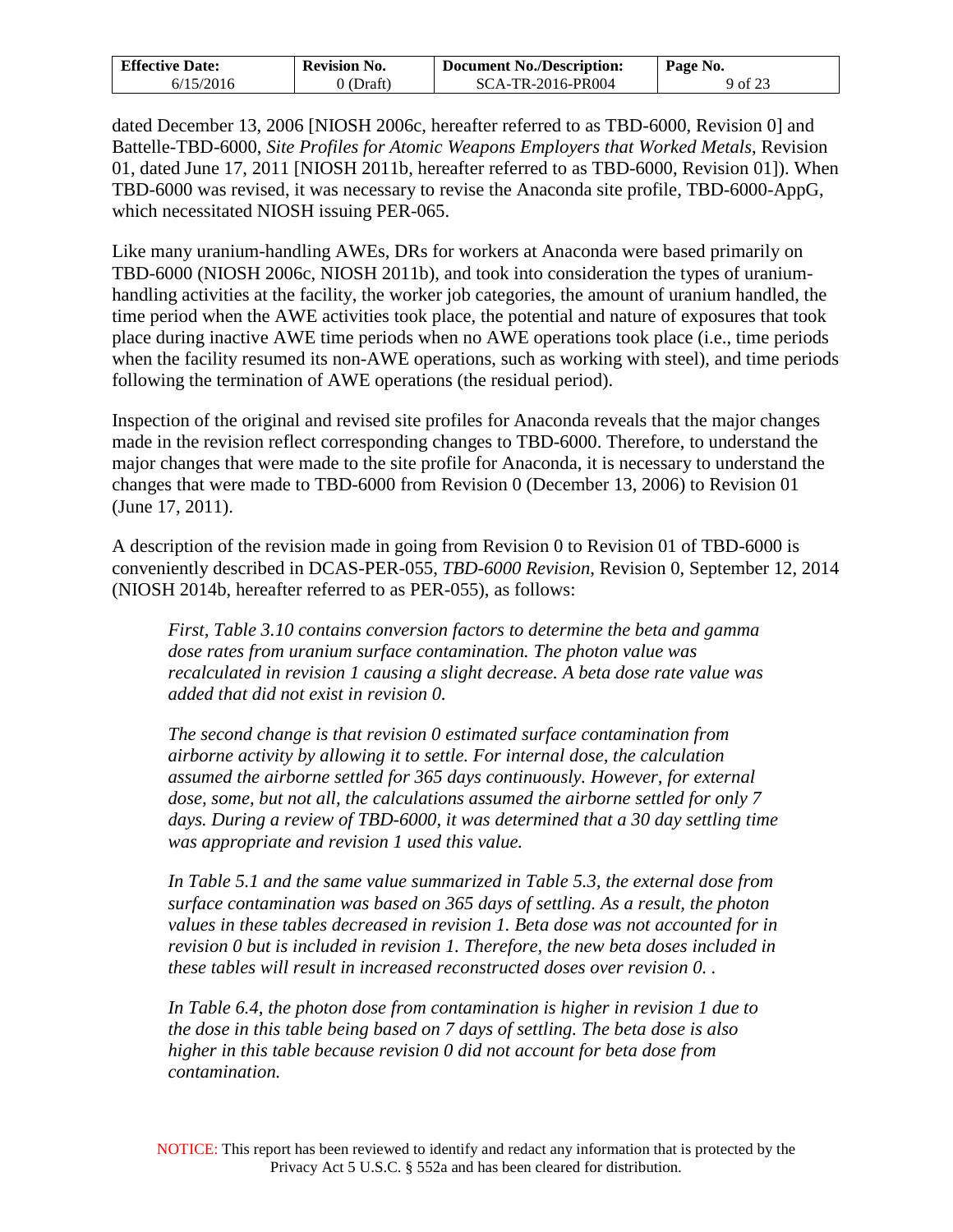dated December 13, 2006 [NIOSH 2006c, hereafter referred to as TBD-6000, Revision 0] and Battelle-TBD-6000, *Site Profiles for Atomic Weapons Employers that Worked Metals*, Revision 01, dated June 17, 2011 [NIOSH 2011b, hereafter referred to as TBD-6000, Revision 01]). When TBD-6000 was revised, it was necessary to revise the Anaconda site profile, TBD-6000-AppG, which necessitated NIOSH issuing PER-065.

Like many uranium-handling AWEs, DRs for workers at Anaconda were based primarily on TBD-6000 (NIOSH 2006c, NIOSH 2011b), and took into consideration the types of uranium-handling activities at the facility, the worker job categories, the amount of uranium handled, the time period when the AWE activities took place, the potential and nature of exposures that took place during inactive AWE time periods when no AWE operations took place (i.e., time periods when the facility resumed its non-AWE operations, such as working with steel), and time periods following the termination of AWE operations (the residual period).

Inspection of the original and revised site profiles for Anaconda reveals that the major changes made in the revision reflect corresponding changes to TBD-6000. Therefore, to understand the major changes that were made to the site profile for Anaconda, it is necessary to understand the changes that were made to TBD-6000 from Revision 0 (December 13, 2006) to Revision 01 (June 17, 2011).

A description of the revision made in going from Revision 0 to Revision 01 of TBD-6000 is conveniently described in DCAS-PER-055, *TBD-6000 Revision*, Revision 0, September 12, 2014 (NIOSH 2014b, hereafter referred to as PER-055), as follows:

> *First, Table 3.10 contains conversion factors to determine the beta and gamma dose rates from uranium surface contamination. The photon value was recalculated in revision 1 causing a slight decrease. A beta dose rate value was added that did not exist in revision 0.*
>
> *The second change is that revision 0 estimated surface contamination from airborne activity by allowing it to settle. For internal dose, the calculation assumed the airborne settled for 365 days continuously. However, for external dose, some, but not all, the calculations assumed the airborne settled for only 7 days. During a review of TBD-6000, it was determined that a 30 day settling time was appropriate and revision 1 used this value.*
>
> *In Table 5.1 and the same value summarized in Table 5.3, the external dose from surface contamination was based on 365 days of settling. As a result, the photon values in these tables decreased in revision 1. Beta dose was not accounted for in revision 0 but is included in revision 1. Therefore, the new beta doses included in these tables will result in increased reconstructed doses over revision 0. .*
>
> *In Table 6.4, the photon dose from contamination is higher in revision 1 due to the dose in this table being based on 7 days of settling. The beta dose is also higher in this table because revision 0 did not account for beta dose from contamination.*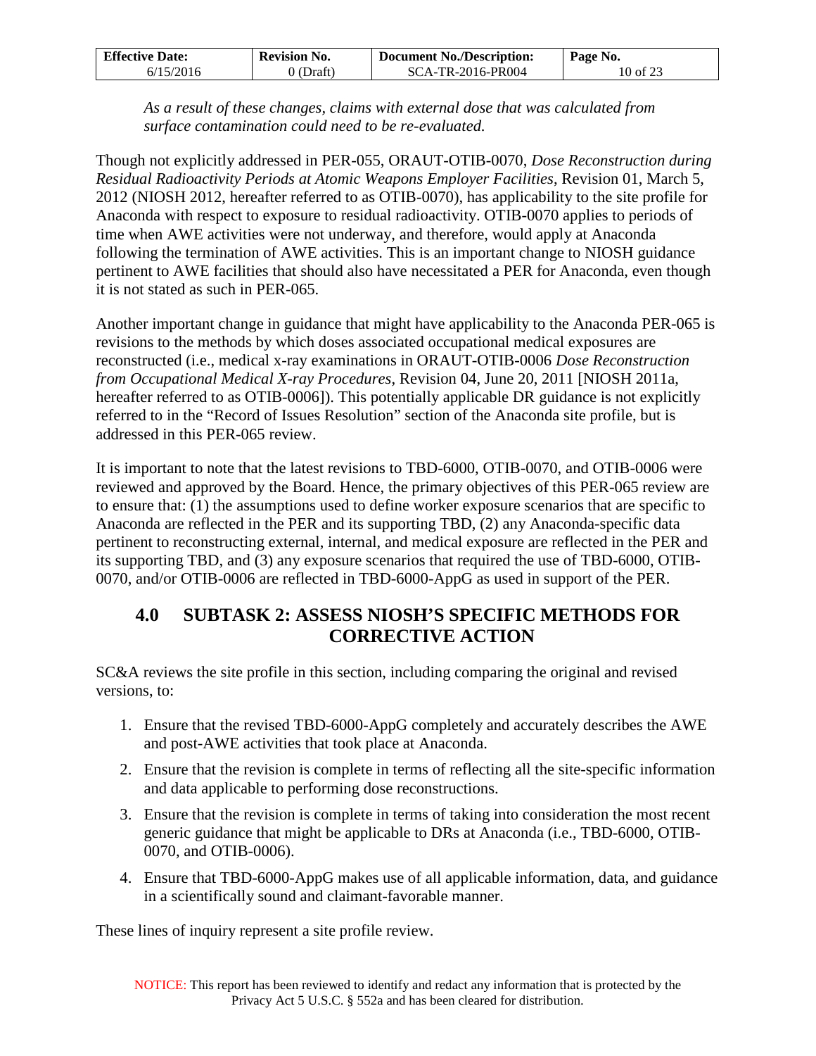*As a result of these changes, claims with external dose that was calculated from surface contamination could need to be re-evaluated.*

Though not explicitly addressed in PER-055, ORAUT-OTIB-0070, *Dose Reconstruction during Residual Radioactivity Periods at Atomic Weapons Employer Facilities*, Revision 01, March 5, 2012 (NIOSH 2012, hereafter referred to as OTIB-0070), has applicability to the site profile for Anaconda with respect to exposure to residual radioactivity. OTIB-0070 applies to periods of time when AWE activities were not underway, and therefore, would apply at Anaconda following the termination of AWE activities. This is an important change to NIOSH guidance pertinent to AWE facilities that should also have necessitated a PER for Anaconda, even though it is not stated as such in PER-065.

Another important change in guidance that might have applicability to the Anaconda PER-065 is revisions to the methods by which doses associated occupational medical exposures are reconstructed (i.e., medical x-ray examinations in ORAUT-OTIB-0006 *Dose Reconstruction from Occupational Medical X-ray Procedures*, Revision 04, June 20, 2011 [NIOSH 2011a, hereafter referred to as OTIB-0006]). This potentially applicable DR guidance is not explicitly referred to in the "Record of Issues Resolution" section of the Anaconda site profile, but is addressed in this PER-065 review.

It is important to note that the latest revisions to TBD-6000, OTIB-0070, and OTIB-0006 were reviewed and approved by the Board. Hence, the primary objectives of this PER-065 review are to ensure that: (1) the assumptions used to define worker exposure scenarios that are specific to Anaconda are reflected in the PER and its supporting TBD, (2) any Anaconda-specific data pertinent to reconstructing external, internal, and medical exposure are reflected in the PER and its supporting TBD, and (3) any exposure scenarios that required the use of TBD-6000, OTIB-0070, and/or OTIB-0006 are reflected in TBD-6000-AppG as used in support of the PER.

## 4.0 SUBTASK 2: ASSESS NIOSH'S SPECIFIC METHODS FOR CORRECTIVE ACTION

SC&A reviews the site profile in this section, including comparing the original and revised versions, to:

1. Ensure that the revised TBD-6000-AppG completely and accurately describes the AWE and post-AWE activities that took place at Anaconda.
2. Ensure that the revision is complete in terms of reflecting all the site-specific information and data applicable to performing dose reconstructions.
3. Ensure that the revision is complete in terms of taking into consideration the most recent generic guidance that might be applicable to DRs at Anaconda (i.e., TBD-6000, OTIB-0070, and OTIB-0006).
4. Ensure that TBD-6000-AppG makes use of all applicable information, data, and guidance in a scientifically sound and claimant-favorable manner.

These lines of inquiry represent a site profile review.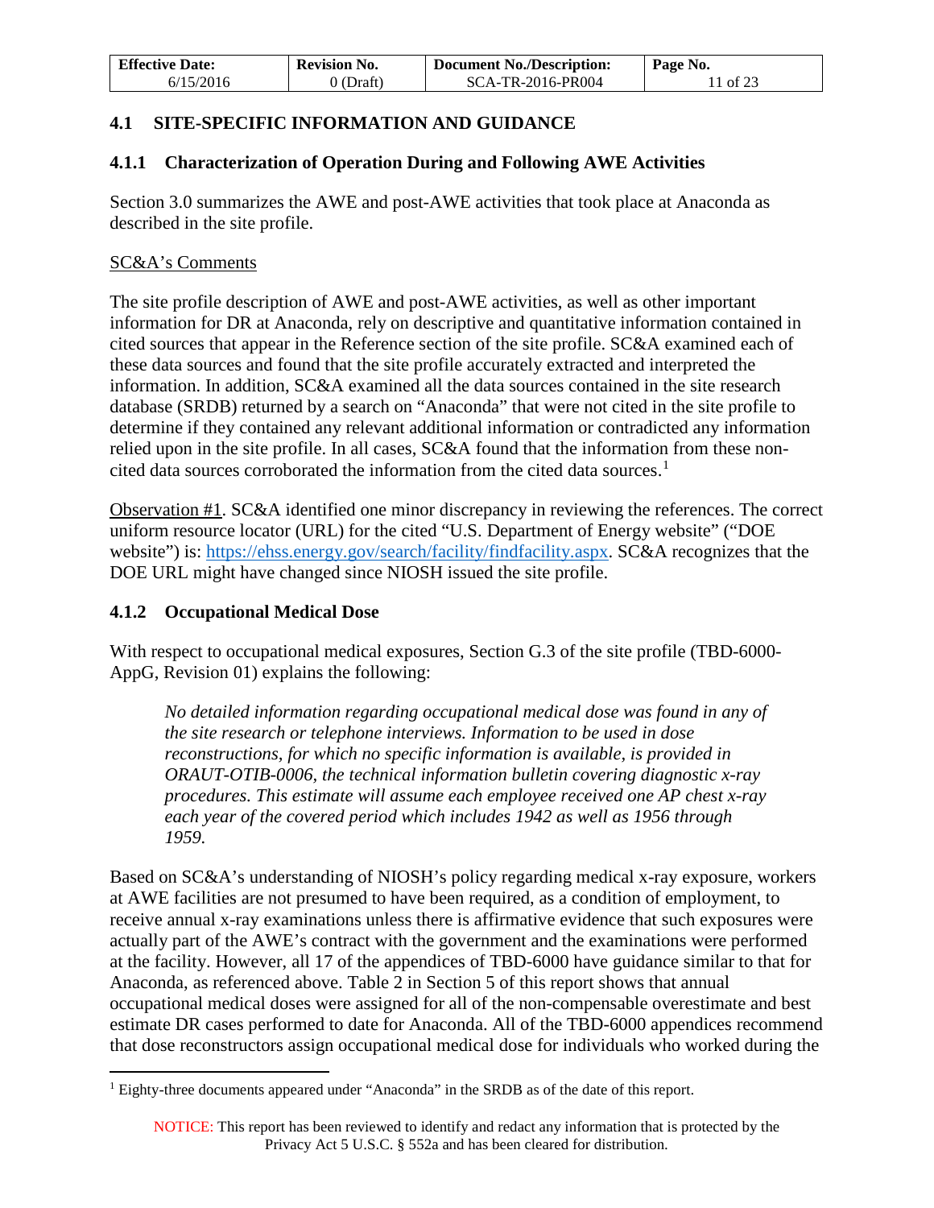## 4.1 SITE-SPECIFIC INFORMATION AND GUIDANCE

### 4.1.1 Characterization of Operation During and Following AWE Activities

Section 3.0 summarizes the AWE and post-AWE activities that took place at Anaconda as described in the site profile.

SC&A's Comments

The site profile description of AWE and post-AWE activities, as well as other important information for DR at Anaconda, rely on descriptive and quantitative information contained in cited sources that appear in the Reference section of the site profile. SC&A examined each of these data sources and found that the site profile accurately extracted and interpreted the information. In addition, SC&A examined all the data sources contained in the site research database (SRDB) returned by a search on "Anaconda" that were not cited in the site profile to determine if they contained any relevant additional information or contradicted any information relied upon in the site profile. In all cases, SC&A found that the information from these non-cited data sources corroborated the information from the cited data sources.[1]

Observation #1. SC&A identified one minor discrepancy in reviewing the references. The correct uniform resource locator (URL) for the cited "U.S. Department of Energy website" ("DOE website") is: https://ehss.energy.gov/search/facility/findfacility.aspx. SC&A recognizes that the DOE URL might have changed since NIOSH issued the site profile.

### 4.1.2 Occupational Medical Dose

With respect to occupational medical exposures, Section G.3 of the site profile (TBD-6000-AppG, Revision 01) explains the following:

> *No detailed information regarding occupational medical dose was found in any of the site research or telephone interviews. Information to be used in dose reconstructions, for which no specific information is available, is provided in ORAUT-OTIB-0006, the technical information bulletin covering diagnostic x-ray procedures. This estimate will assume each employee received one AP chest x-ray each year of the covered period which includes 1942 as well as 1956 through 1959.*

Based on SC&A's understanding of NIOSH's policy regarding medical x-ray exposure, workers at AWE facilities are not presumed to have been required, as a condition of employment, to receive annual x-ray examinations unless there is affirmative evidence that such exposures were actually part of the AWE's contract with the government and the examinations were performed at the facility. However, all 17 of the appendices of TBD-6000 have guidance similar to that for Anaconda, as referenced above. Table 2 in Section 5 of this report shows that annual occupational medical doses were assigned for all of the non-compensable overestimate and best estimate DR cases performed to date for Anaconda. All of the TBD-6000 appendices recommend that dose reconstructors assign occupational medical dose for individuals who worked during the

[1] Eighty-three documents appeared under "Anaconda" in the SRDB as of the date of this report.

NOTICE: This report has been reviewed to identify and redact any information that is protected by the Privacy Act 5 U.S.C. § 552a and has been cleared for distribution.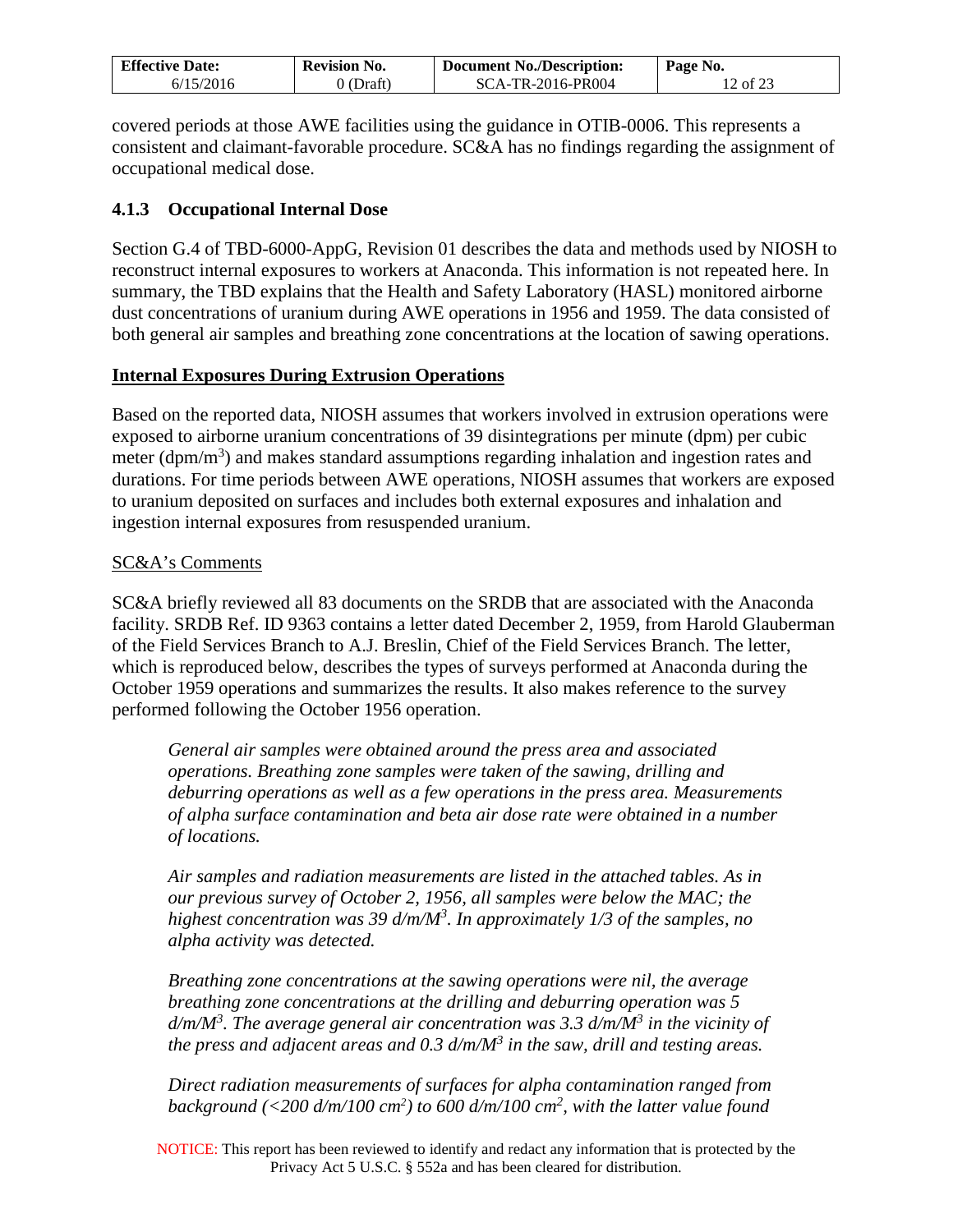covered periods at those AWE facilities using the guidance in OTIB-0006. This represents a consistent and claimant-favorable procedure. SC&A has no findings regarding the assignment of occupational medical dose.

### 4.1.3 Occupational Internal Dose

Section G.4 of TBD-6000-AppG, Revision 01 describes the data and methods used by NIOSH to reconstruct internal exposures to workers at Anaconda. This information is not repeated here. In summary, the TBD explains that the Health and Safety Laboratory (HASL) monitored airborne dust concentrations of uranium during AWE operations in 1956 and 1959. The data consisted of both general air samples and breathing zone concentrations at the location of sawing operations.

**Internal Exposures During Extrusion Operations**

Based on the reported data, NIOSH assumes that workers involved in extrusion operations were exposed to airborne uranium concentrations of 39 disintegrations per minute (dpm) per cubic meter (dpm/m$^3$) and makes standard assumptions regarding inhalation and ingestion rates and durations. For time periods between AWE operations, NIOSH assumes that workers are exposed to uranium deposited on surfaces and includes both external exposures and inhalation and ingestion internal exposures from resuspended uranium.

SC&A's Comments

SC&A briefly reviewed all 83 documents on the SRDB that are associated with the Anaconda facility. SRDB Ref. ID 9363 contains a letter dated December 2, 1959, from Harold Glauberman of the Field Services Branch to A.J. Breslin, Chief of the Field Services Branch. The letter, which is reproduced below, describes the types of surveys performed at Anaconda during the October 1959 operations and summarizes the results. It also makes reference to the survey performed following the October 1956 operation.

> *General air samples were obtained around the press area and associated operations. Breathing zone samples were taken of the sawing, drilling and deburring operations as well as a few operations in the press area. Measurements of alpha surface contamination and beta air dose rate were obtained in a number of locations.*
>
> *Air samples and radiation measurements are listed in the attached tables. As in our previous survey of October 2, 1956, all samples were below the MAC; the highest concentration was 39 d/m/M$^3$. In approximately 1/3 of the samples, no alpha activity was detected.*
>
> *Breathing zone concentrations at the sawing operations were nil, the average breathing zone concentrations at the drilling and deburring operation was 5 d/m/M$^3$. The average general air concentration was 3.3 d/m/M$^3$ in the vicinity of the press and adjacent areas and 0.3 d/m/M$^3$ in the saw, drill and testing areas.*
>
> *Direct radiation measurements of surfaces for alpha contamination ranged from background (<200 d/m/100 cm$^2$) to 600 d/m/100 cm$^2$, with the latter value found*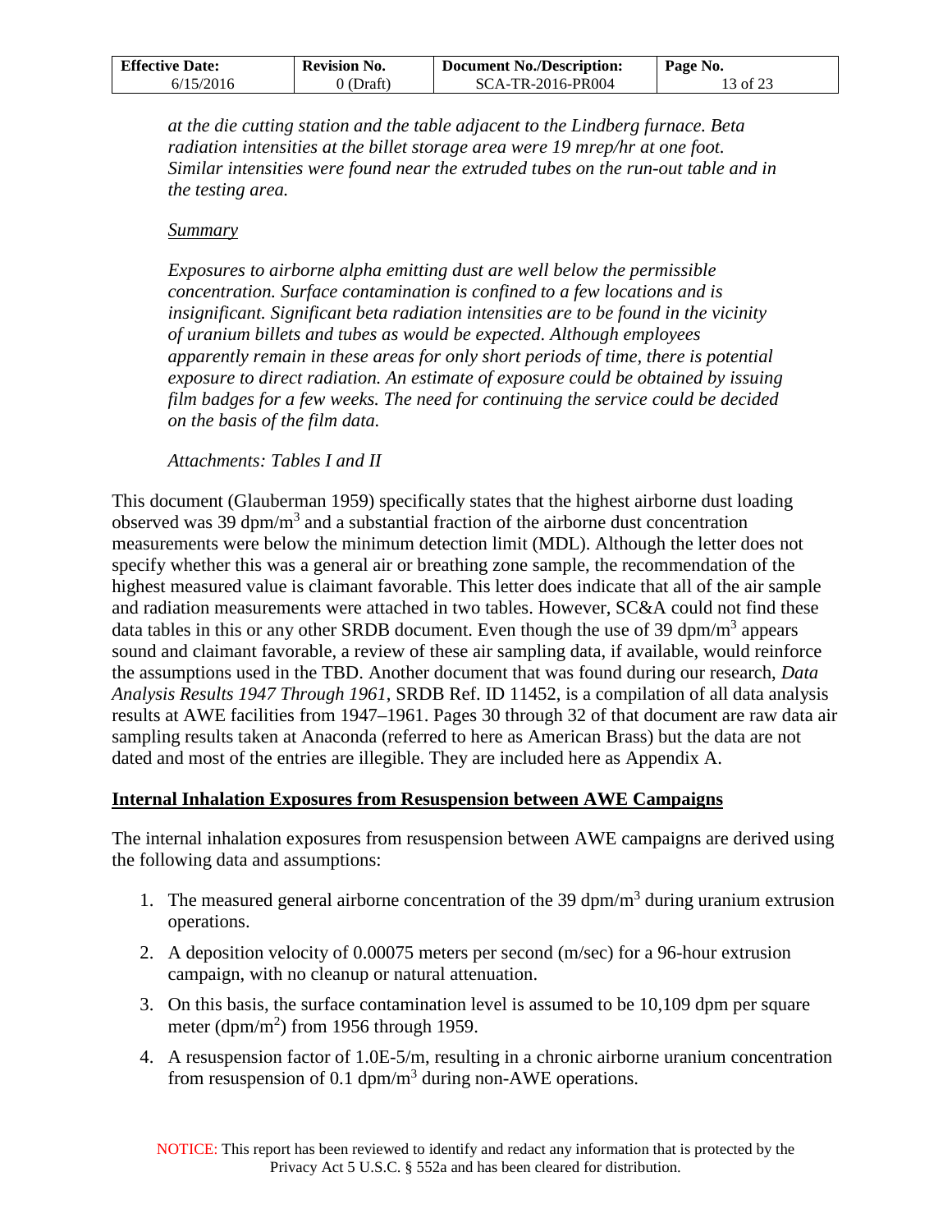*at the die cutting station and the table adjacent to the Lindberg furnace. Beta radiation intensities at the billet storage area were 19 mrep/hr at one foot. Similar intensities were found near the extruded tubes on the run-out table and in the testing area.*

*Summary*

*Exposures to airborne alpha emitting dust are well below the permissible concentration. Surface contamination is confined to a few locations and is insignificant. Significant beta radiation intensities are to be found in the vicinity of uranium billets and tubes as would be expected. Although employees apparently remain in these areas for only short periods of time, there is potential exposure to direct radiation. An estimate of exposure could be obtained by issuing film badges for a few weeks. The need for continuing the service could be decided on the basis of the film data.*

*Attachments: Tables I and II*

This document (Glauberman 1959) specifically states that the highest airborne dust loading observed was 39 dpm/m$^3$ and a substantial fraction of the airborne dust concentration measurements were below the minimum detection limit (MDL). Although the letter does not specify whether this was a general air or breathing zone sample, the recommendation of the highest measured value is claimant favorable. This letter does indicate that all of the air sample and radiation measurements were attached in two tables. However, SC&A could not find these data tables in this or any other SRDB document. Even though the use of 39 dpm/m$^3$ appears sound and claimant favorable, a review of these air sampling data, if available, would reinforce the assumptions used in the TBD. Another document that was found during our research, *Data Analysis Results 1947 Through 1961*, SRDB Ref. ID 11452, is a compilation of all data analysis results at AWE facilities from 1947–1961. Pages 30 through 32 of that document are raw data air sampling results taken at Anaconda (referred to here as American Brass) but the data are not dated and most of the entries are illegible. They are included here as Appendix A.

## Internal Inhalation Exposures from Resuspension between AWE Campaigns

The internal inhalation exposures from resuspension between AWE campaigns are derived using the following data and assumptions:

1. The measured general airborne concentration of the 39 dpm/m$^3$ during uranium extrusion operations.
2. A deposition velocity of 0.00075 meters per second (m/sec) for a 96-hour extrusion campaign, with no cleanup or natural attenuation.
3. On this basis, the surface contamination level is assumed to be 10,109 dpm per square meter (dpm/m$^2$) from 1956 through 1959.
4. A resuspension factor of 1.0E-5/m, resulting in a chronic airborne uranium concentration from resuspension of 0.1 dpm/m$^3$ during non-AWE operations.

NOTICE: This report has been reviewed to identify and redact any information that is protected by the Privacy Act 5 U.S.C. § 552a and has been cleared for distribution.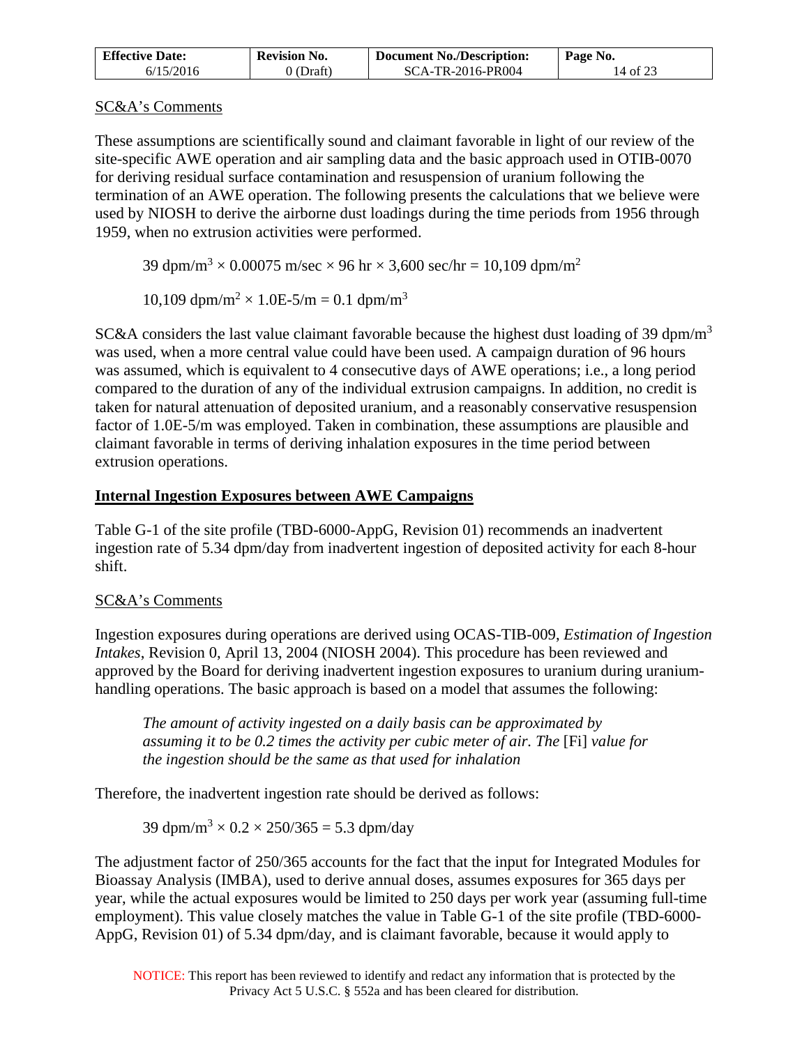SC&A's Comments

These assumptions are scientifically sound and claimant favorable in light of our review of the site-specific AWE operation and air sampling data and the basic approach used in OTIB-0070 for deriving residual surface contamination and resuspension of uranium following the termination of an AWE operation. The following presents the calculations that we believe were used by NIOSH to derive the airborne dust loadings during the time periods from 1956 through 1959, when no extrusion activities were performed.

$$39 \text{ dpm/m}^3 \times 0.00075 \text{ m/sec} \times 96 \text{ hr} \times 3{,}600 \text{ sec/hr} = 10{,}109 \text{ dpm/m}^2$$

$$10{,}109 \text{ dpm/m}^2 \times 1.0\text{E-}5/\text{m} = 0.1 \text{ dpm/m}^3$$

SC&A considers the last value claimant favorable because the highest dust loading of 39 dpm/$m^3$ was used, when a more central value could have been used. A campaign duration of 96 hours was assumed, which is equivalent to 4 consecutive days of AWE operations; i.e., a long period compared to the duration of any of the individual extrusion campaigns. In addition, no credit is taken for natural attenuation of deposited uranium, and a reasonably conservative resuspension factor of 1.0E-5/m was employed. Taken in combination, these assumptions are plausible and claimant favorable in terms of deriving inhalation exposures in the time period between extrusion operations.

**Internal Ingestion Exposures between AWE Campaigns**

Table G-1 of the site profile (TBD-6000-AppG, Revision 01) recommends an inadvertent ingestion rate of 5.34 dpm/day from inadvertent ingestion of deposited activity for each 8-hour shift.

SC&A's Comments

Ingestion exposures during operations are derived using OCAS-TIB-009, *Estimation of Ingestion Intakes*, Revision 0, April 13, 2004 (NIOSH 2004). This procedure has been reviewed and approved by the Board for deriving inadvertent ingestion exposures to uranium during uranium-handling operations. The basic approach is based on a model that assumes the following:

> *The amount of activity ingested on a daily basis can be approximated by assuming it to be 0.2 times the activity per cubic meter of air. The* [Fi] *value for the ingestion should be the same as that used for inhalation*

Therefore, the inadvertent ingestion rate should be derived as follows:

$$39 \text{ dpm/m}^3 \times 0.2 \times 250/365 = 5.3 \text{ dpm/day}$$

The adjustment factor of 250/365 accounts for the fact that the input for Integrated Modules for Bioassay Analysis (IMBA), used to derive annual doses, assumes exposures for 365 days per year, while the actual exposures would be limited to 250 days per work year (assuming full-time employment). This value closely matches the value in Table G-1 of the site profile (TBD-6000-AppG, Revision 01) of 5.34 dpm/day, and is claimant favorable, because it would apply to

NOTICE: This report has been reviewed to identify and redact any information that is protected by the Privacy Act 5 U.S.C. § 552a and has been cleared for distribution.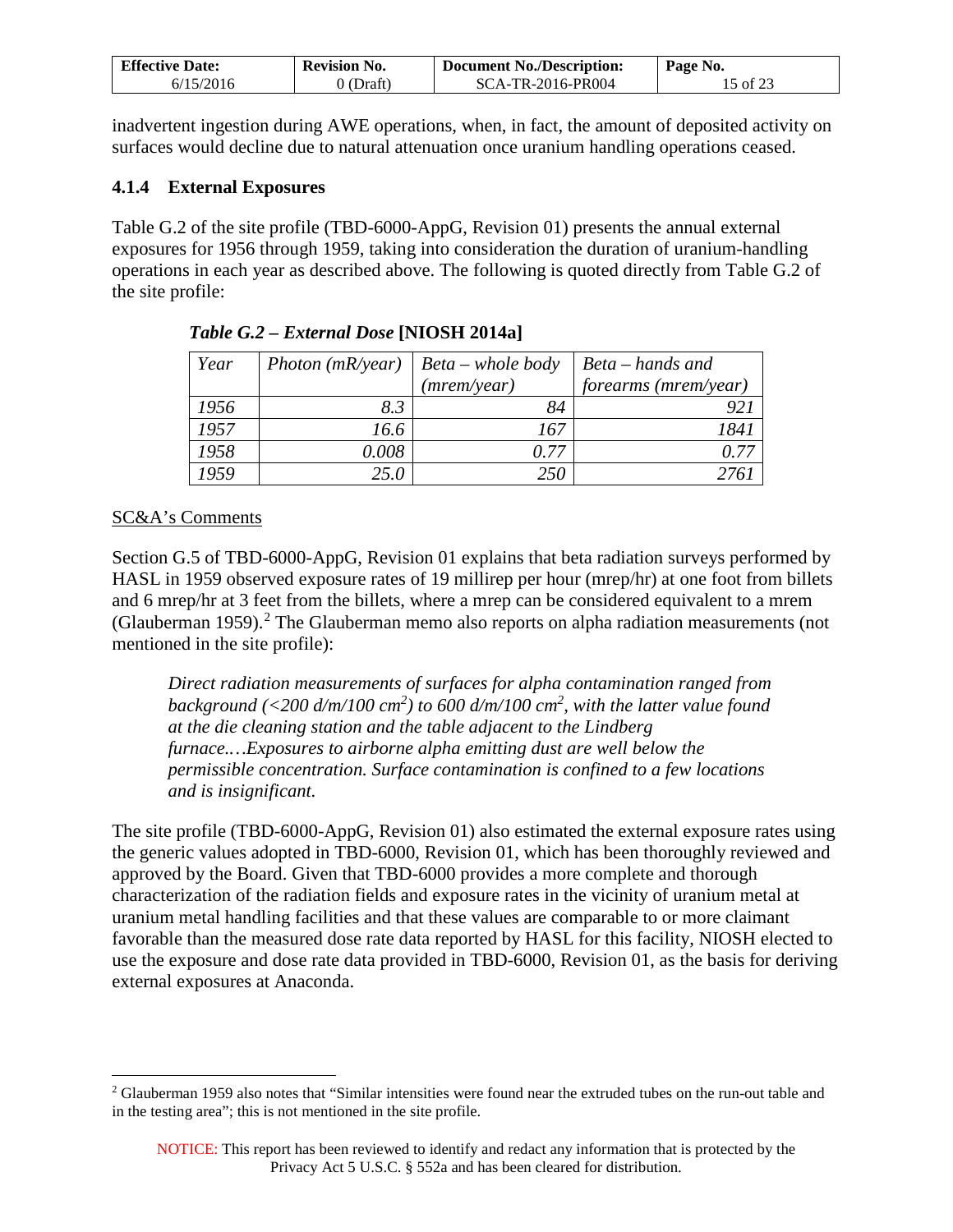inadvertent ingestion during AWE operations, when, in fact, the amount of deposited activity on surfaces would decline due to natural attenuation once uranium handling operations ceased.

### 4.1.4 External Exposures

Table G.2 of the site profile (TBD-6000-AppG, Revision 01) presents the annual external exposures for 1956 through 1959, taking into consideration the duration of uranium-handling operations in each year as described above. The following is quoted directly from Table G.2 of the site profile:

***Table G.2 – External Dose* [NIOSH 2014a]**

| *Year* | *Photon (mR/year)* | *Beta – whole body (mrem/year)* | *Beta – hands and forearms (mrem/year)* |
|---|---|---|---|
| *1956* | *8.3* | *84* | *921* |
| *1957* | *16.6* | *167* | *1841* |
| *1958* | *0.008* | *0.77* | *0.77* |
| *1959* | *25.0* | *250* | *2761* |

SC&A's Comments

Section G.5 of TBD-6000-AppG, Revision 01 explains that beta radiation surveys performed by HASL in 1959 observed exposure rates of 19 millirep per hour (mrep/hr) at one foot from billets and 6 mrep/hr at 3 feet from the billets, where a mrep can be considered equivalent to a mrem (Glauberman 1959).[2] The Glauberman memo also reports on alpha radiation measurements (not mentioned in the site profile):

> *Direct radiation measurements of surfaces for alpha contamination ranged from background (<200 d/m/100 cm$^2$) to 600 d/m/100 cm$^2$, with the latter value found at the die cleaning station and the table adjacent to the Lindberg furnace.…Exposures to airborne alpha emitting dust are well below the permissible concentration. Surface contamination is confined to a few locations and is insignificant.*

The site profile (TBD-6000-AppG, Revision 01) also estimated the external exposure rates using the generic values adopted in TBD-6000, Revision 01, which has been thoroughly reviewed and approved by the Board. Given that TBD-6000 provides a more complete and thorough characterization of the radiation fields and exposure rates in the vicinity of uranium metal at uranium metal handling facilities and that these values are comparable to or more claimant favorable than the measured dose rate data reported by HASL for this facility, NIOSH elected to use the exposure and dose rate data provided in TBD-6000, Revision 01, as the basis for deriving external exposures at Anaconda.

---

[2] Glauberman 1959 also notes that "Similar intensities were found near the extruded tubes on the run-out table and in the testing area"; this is not mentioned in the site profile.

NOTICE: This report has been reviewed to identify and redact any information that is protected by the Privacy Act 5 U.S.C. § 552a and has been cleared for distribution.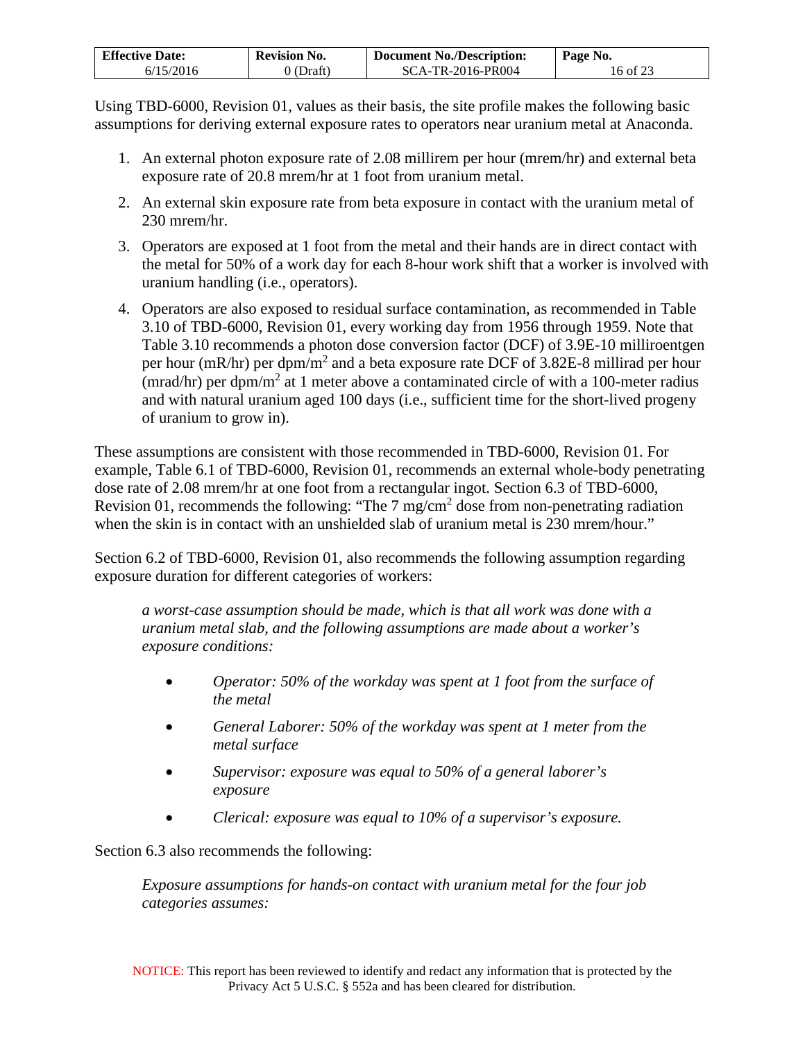Using TBD-6000, Revision 01, values as their basis, the site profile makes the following basic assumptions for deriving external exposure rates to operators near uranium metal at Anaconda.

1. An external photon exposure rate of 2.08 millirem per hour (mrem/hr) and external beta exposure rate of 20.8 mrem/hr at 1 foot from uranium metal.
2. An external skin exposure rate from beta exposure in contact with the uranium metal of 230 mrem/hr.
3. Operators are exposed at 1 foot from the metal and their hands are in direct contact with the metal for 50% of a work day for each 8-hour work shift that a worker is involved with uranium handling (i.e., operators).
4. Operators are also exposed to residual surface contamination, as recommended in Table 3.10 of TBD-6000, Revision 01, every working day from 1956 through 1959. Note that Table 3.10 recommends a photon dose conversion factor (DCF) of 3.9E-10 milliroentgen per hour (mR/hr) per dpm/m$^2$ and a beta exposure rate DCF of 3.82E-8 millirad per hour (mrad/hr) per dpm/m$^2$ at 1 meter above a contaminated circle of with a 100-meter radius and with natural uranium aged 100 days (i.e., sufficient time for the short-lived progeny of uranium to grow in).

These assumptions are consistent with those recommended in TBD-6000, Revision 01. For example, Table 6.1 of TBD-6000, Revision 01, recommends an external whole-body penetrating dose rate of 2.08 mrem/hr at one foot from a rectangular ingot. Section 6.3 of TBD-6000, Revision 01, recommends the following: "The 7 mg/cm$^2$ dose from non-penetrating radiation when the skin is in contact with an unshielded slab of uranium metal is 230 mrem/hour."

Section 6.2 of TBD-6000, Revision 01, also recommends the following assumption regarding exposure duration for different categories of workers:

> *a worst-case assumption should be made, which is that all work was done with a uranium metal slab, and the following assumptions are made about a worker's exposure conditions:*
>
> - *Operator: 50% of the workday was spent at 1 foot from the surface of the metal*
> - *General Laborer: 50% of the workday was spent at 1 meter from the metal surface*
> - *Supervisor: exposure was equal to 50% of a general laborer's exposure*
> - *Clerical: exposure was equal to 10% of a supervisor's exposure.*

Section 6.3 also recommends the following:

> *Exposure assumptions for hands-on contact with uranium metal for the four job categories assumes:*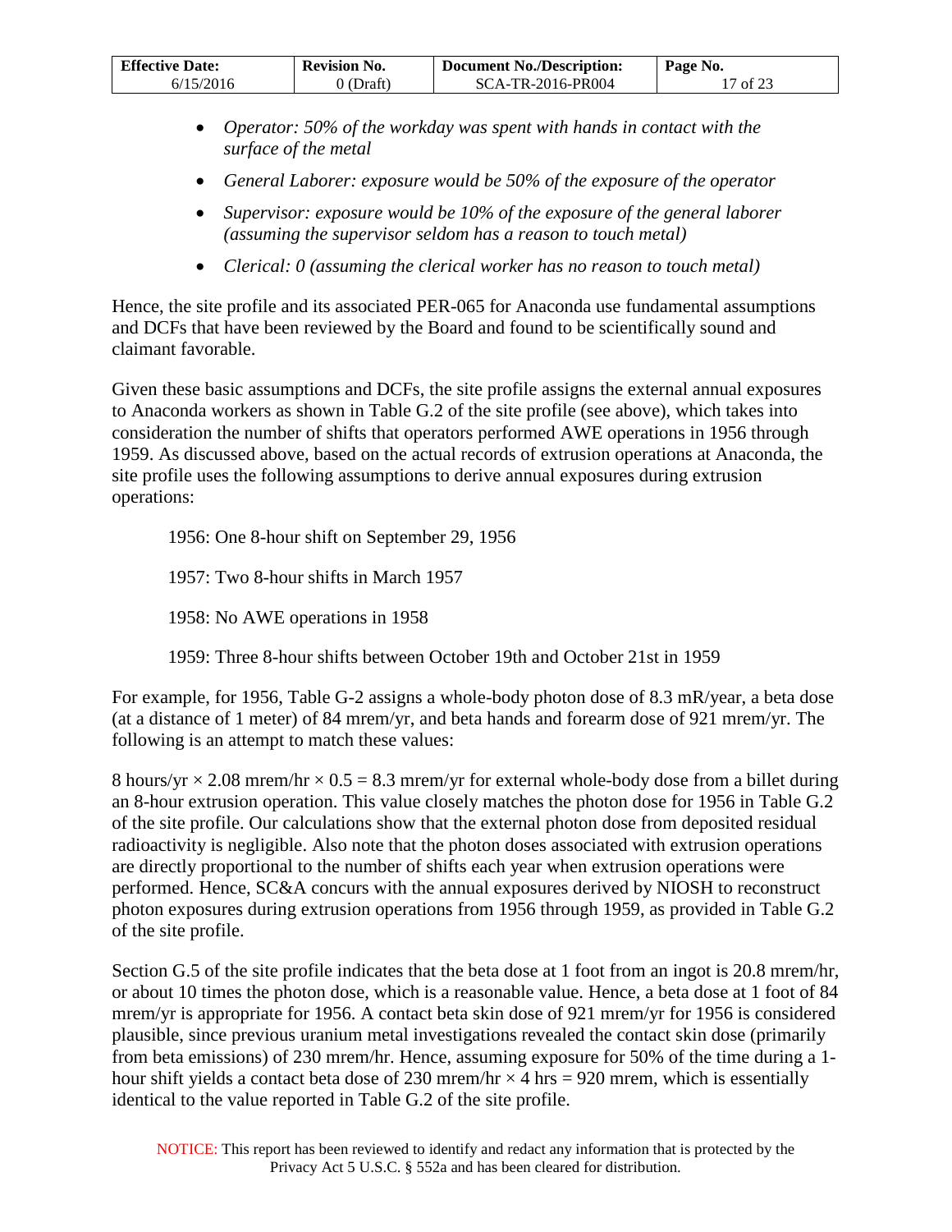- *Operator: 50% of the workday was spent with hands in contact with the surface of the metal*
- *General Laborer: exposure would be 50% of the exposure of the operator*
- *Supervisor: exposure would be 10% of the exposure of the general laborer (assuming the supervisor seldom has a reason to touch metal)*
- *Clerical: 0 (assuming the clerical worker has no reason to touch metal)*

Hence, the site profile and its associated PER-065 for Anaconda use fundamental assumptions and DCFs that have been reviewed by the Board and found to be scientifically sound and claimant favorable.

Given these basic assumptions and DCFs, the site profile assigns the external annual exposures to Anaconda workers as shown in Table G.2 of the site profile (see above), which takes into consideration the number of shifts that operators performed AWE operations in 1956 through 1959. As discussed above, based on the actual records of extrusion operations at Anaconda, the site profile uses the following assumptions to derive annual exposures during extrusion operations:

1956: One 8-hour shift on September 29, 1956

1957: Two 8-hour shifts in March 1957

1958: No AWE operations in 1958

1959: Three 8-hour shifts between October 19th and October 21st in 1959

For example, for 1956, Table G-2 assigns a whole-body photon dose of 8.3 mR/year, a beta dose (at a distance of 1 meter) of 84 mrem/yr, and beta hands and forearm dose of 921 mrem/yr. The following is an attempt to match these values:

8 hours/yr $\times$ 2.08 mrem/hr $\times$ 0.5 = 8.3 mrem/yr for external whole-body dose from a billet during an 8-hour extrusion operation. This value closely matches the photon dose for 1956 in Table G.2 of the site profile. Our calculations show that the external photon dose from deposited residual radioactivity is negligible. Also note that the photon doses associated with extrusion operations are directly proportional to the number of shifts each year when extrusion operations were performed. Hence, SC&A concurs with the annual exposures derived by NIOSH to reconstruct photon exposures during extrusion operations from 1956 through 1959, as provided in Table G.2 of the site profile.

Section G.5 of the site profile indicates that the beta dose at 1 foot from an ingot is 20.8 mrem/hr, or about 10 times the photon dose, which is a reasonable value. Hence, a beta dose at 1 foot of 84 mrem/yr is appropriate for 1956. A contact beta skin dose of 921 mrem/yr for 1956 is considered plausible, since previous uranium metal investigations revealed the contact skin dose (primarily from beta emissions) of 230 mrem/hr. Hence, assuming exposure for 50% of the time during a 1-hour shift yields a contact beta dose of 230 mrem/hr $\times$ 4 hrs = 920 mrem, which is essentially identical to the value reported in Table G.2 of the site profile.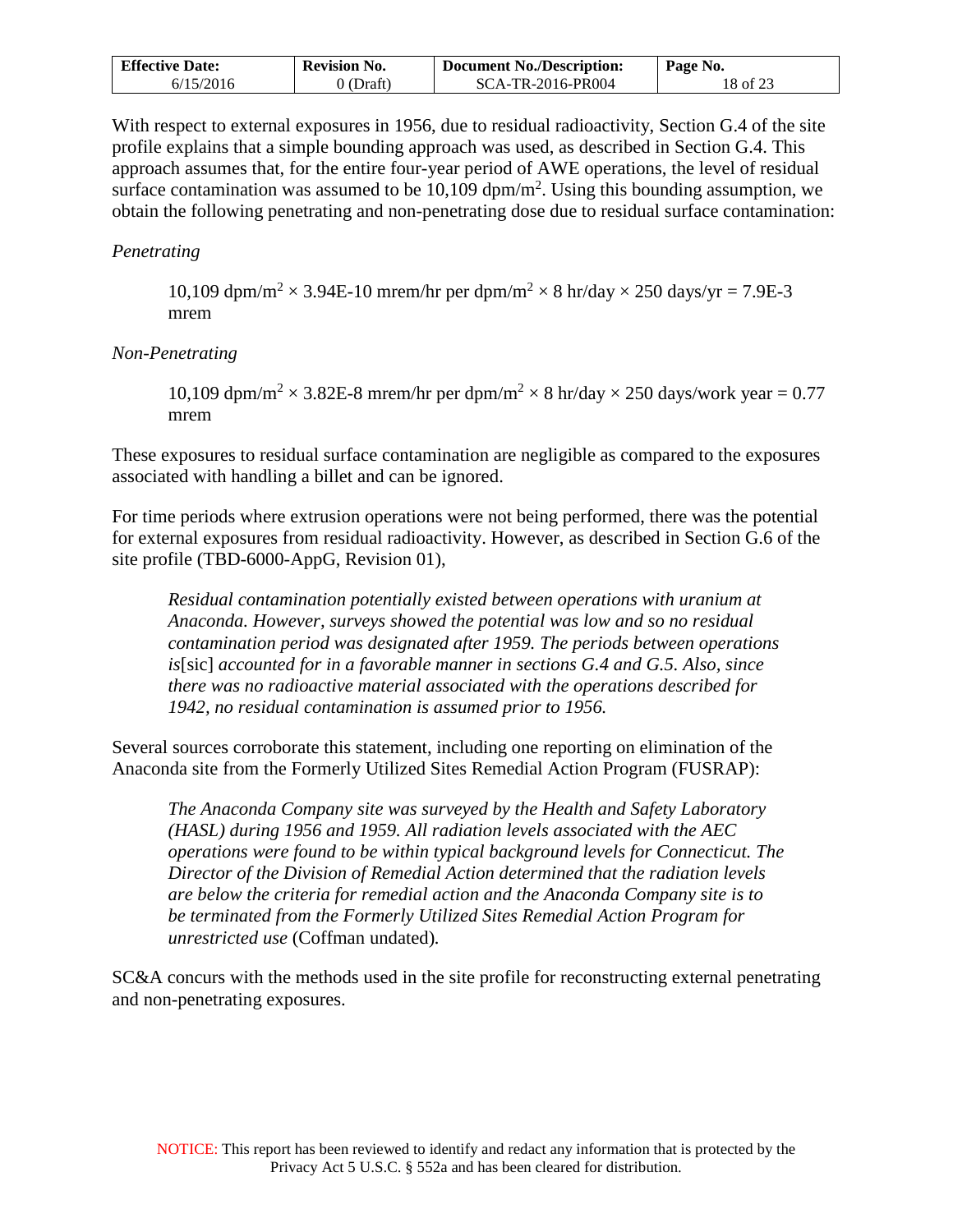With respect to external exposures in 1956, due to residual radioactivity, Section G.4 of the site profile explains that a simple bounding approach was used, as described in Section G.4. This approach assumes that, for the entire four-year period of AWE operations, the level of residual surface contamination was assumed to be 10,109 dpm/m$^2$. Using this bounding assumption, we obtain the following penetrating and non-penetrating dose due to residual surface contamination:

*Penetrating*

> 10,109 dpm/m$^2$ × 3.94E-10 mrem/hr per dpm/m$^2$ × 8 hr/day × 250 days/yr = 7.9E-3 mrem

*Non-Penetrating*

> 10,109 dpm/m$^2$ × 3.82E-8 mrem/hr per dpm/m$^2$ × 8 hr/day × 250 days/work year = 0.77 mrem

These exposures to residual surface contamination are negligible as compared to the exposures associated with handling a billet and can be ignored.

For time periods where extrusion operations were not being performed, there was the potential for external exposures from residual radioactivity. However, as described in Section G.6 of the site profile (TBD-6000-AppG, Revision 01),

> *Residual contamination potentially existed between operations with uranium at Anaconda. However, surveys showed the potential was low and so no residual contamination period was designated after 1959. The periods between operations is*[sic] *accounted for in a favorable manner in sections G.4 and G.5. Also, since there was no radioactive material associated with the operations described for 1942, no residual contamination is assumed prior to 1956.*

Several sources corroborate this statement, including one reporting on elimination of the Anaconda site from the Formerly Utilized Sites Remedial Action Program (FUSRAP):

> *The Anaconda Company site was surveyed by the Health and Safety Laboratory (HASL) during 1956 and 1959. All radiation levels associated with the AEC operations were found to be within typical background levels for Connecticut. The Director of the Division of Remedial Action determined that the radiation levels are below the criteria for remedial action and the Anaconda Company site is to be terminated from the Formerly Utilized Sites Remedial Action Program for unrestricted use* (Coffman undated).

SC&A concurs with the methods used in the site profile for reconstructing external penetrating and non-penetrating exposures.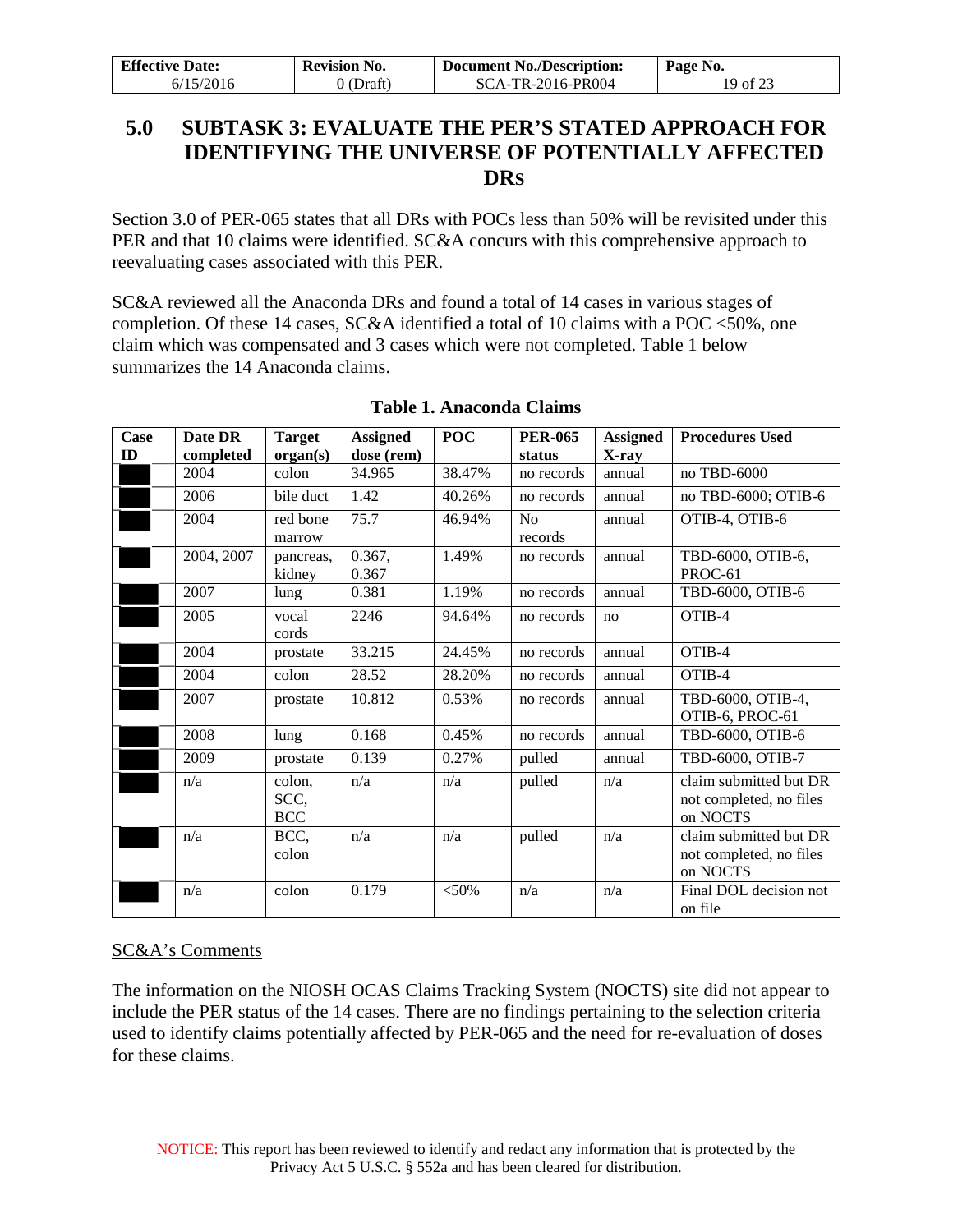## 5.0 SUBTASK 3: EVALUATE THE PER'S STATED APPROACH FOR IDENTIFYING THE UNIVERSE OF POTENTIALLY AFFECTED DRS

Section 3.0 of PER-065 states that all DRs with POCs less than 50% will be revisited under this PER and that 10 claims were identified. SC&A concurs with this comprehensive approach to reevaluating cases associated with this PER.

SC&A reviewed all the Anaconda DRs and found a total of 14 cases in various stages of completion. Of these 14 cases, SC&A identified a total of 10 claims with a POC <50%, one claim which was compensated and 3 cases which were not completed. Table 1 below summarizes the 14 Anaconda claims.

**Table 1. Anaconda Claims**

| Case ID | Date DR completed | Target organ(s) | Assigned dose (rem) | POC | PER-065 status | Assigned X-ray | Procedures Used |
|---|---|---|---|---|---|---|---|
| ████ | 2004 | colon | 34.965 | 38.47% | no records | annual | no TBD-6000 |
| ████ | 2006 | bile duct | 1.42 | 40.26% | no records | annual | no TBD-6000; OTIB-6 |
| ████ | 2004 | red bone marrow | 75.7 | 46.94% | No records | annual | OTIB-4, OTIB-6 |
| ████ | 2004, 2007 | pancreas, kidney | 0.367, 0.367 | 1.49% | no records | annual | TBD-6000, OTIB-6, PROC-61 |
| ████ | 2007 | lung | 0.381 | 1.19% | no records | annual | TBD-6000, OTIB-6 |
| ████ | 2005 | vocal cords | 2246 | 94.64% | no records | no | OTIB-4 |
| ████ | 2004 | prostate | 33.215 | 24.45% | no records | annual | OTIB-4 |
| ████ | 2004 | colon | 28.52 | 28.20% | no records | annual | OTIB-4 |
| ████ | 2007 | prostate | 10.812 | 0.53% | no records | annual | TBD-6000, OTIB-4, OTIB-6, PROC-61 |
| ████ | 2008 | lung | 0.168 | 0.45% | no records | annual | TBD-6000, OTIB-6 |
| ████ | 2009 | prostate | 0.139 | 0.27% | pulled | annual | TBD-6000, OTIB-7 |
| ████ | n/a | colon, SCC, BCC | n/a | n/a | pulled | n/a | claim submitted but DR not completed, no files on NOCTS |
| ████ | n/a | BCC, colon | n/a | n/a | pulled | n/a | claim submitted but DR not completed, no files on NOCTS |
| ████ | n/a | colon | 0.179 | <50% | n/a | n/a | Final DOL decision not on file |

<u>SC&A's Comments</u>

The information on the NIOSH OCAS Claims Tracking System (NOCTS) site did not appear to include the PER status of the 14 cases. There are no findings pertaining to the selection criteria used to identify claims potentially affected by PER-065 and the need for re-evaluation of doses for these claims.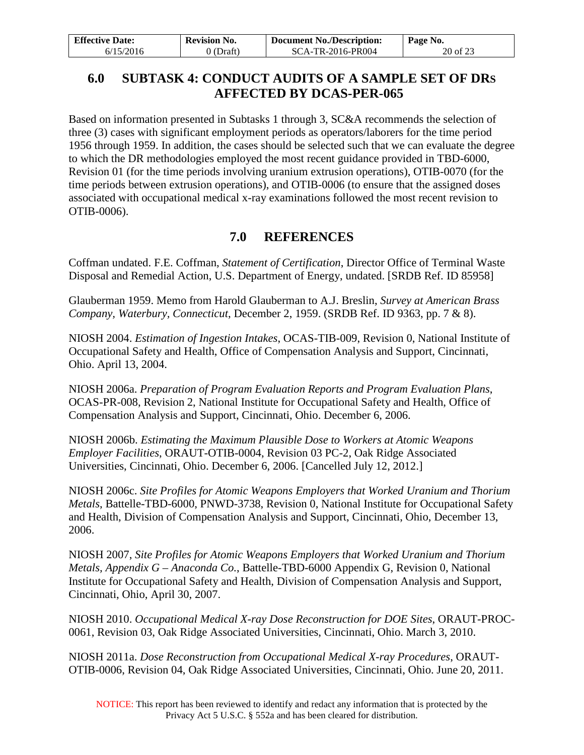# 6.0 SUBTASK 4: CONDUCT AUDITS OF A SAMPLE SET OF DRs AFFECTED BY DCAS-PER-065

Based on information presented in Subtasks 1 through 3, SC&A recommends the selection of three (3) cases with significant employment periods as operators/laborers for the time period 1956 through 1959. In addition, the cases should be selected such that we can evaluate the degree to which the DR methodologies employed the most recent guidance provided in TBD-6000, Revision 01 (for the time periods involving uranium extrusion operations), OTIB-0070 (for the time periods between extrusion operations), and OTIB-0006 (to ensure that the assigned doses associated with occupational medical x-ray examinations followed the most recent revision to OTIB-0006).

# 7.0 REFERENCES

Coffman undated. F.E. Coffman, *Statement of Certification*, Director Office of Terminal Waste Disposal and Remedial Action, U.S. Department of Energy, undated. [SRDB Ref. ID 85958]

Glauberman 1959. Memo from Harold Glauberman to A.J. Breslin, *Survey at American Brass Company, Waterbury, Connecticut*, December 2, 1959. (SRDB Ref. ID 9363, pp. 7 & 8).

NIOSH 2004. *Estimation of Ingestion Intakes*, OCAS-TIB-009, Revision 0, National Institute of Occupational Safety and Health, Office of Compensation Analysis and Support, Cincinnati, Ohio. April 13, 2004.

NIOSH 2006a. *Preparation of Program Evaluation Reports and Program Evaluation Plans*, OCAS-PR-008, Revision 2, National Institute for Occupational Safety and Health, Office of Compensation Analysis and Support, Cincinnati, Ohio. December 6, 2006.

NIOSH 2006b. *Estimating the Maximum Plausible Dose to Workers at Atomic Weapons Employer Facilities*, ORAUT-OTIB-0004, Revision 03 PC-2, Oak Ridge Associated Universities, Cincinnati, Ohio. December 6, 2006. [Cancelled July 12, 2012.]

NIOSH 2006c. *Site Profiles for Atomic Weapons Employers that Worked Uranium and Thorium Metals*, Battelle-TBD-6000, PNWD-3738, Revision 0, National Institute for Occupational Safety and Health, Division of Compensation Analysis and Support, Cincinnati, Ohio, December 13, 2006.

NIOSH 2007, *Site Profiles for Atomic Weapons Employers that Worked Uranium and Thorium Metals, Appendix G – Anaconda Co.*, Battelle-TBD-6000 Appendix G, Revision 0, National Institute for Occupational Safety and Health, Division of Compensation Analysis and Support, Cincinnati, Ohio, April 30, 2007.

NIOSH 2010. *Occupational Medical X-ray Dose Reconstruction for DOE Sites*, ORAUT-PROC-0061, Revision 03, Oak Ridge Associated Universities, Cincinnati, Ohio. March 3, 2010.

NIOSH 2011a. *Dose Reconstruction from Occupational Medical X-ray Procedures*, ORAUT-OTIB-0006, Revision 04, Oak Ridge Associated Universities, Cincinnati, Ohio. June 20, 2011.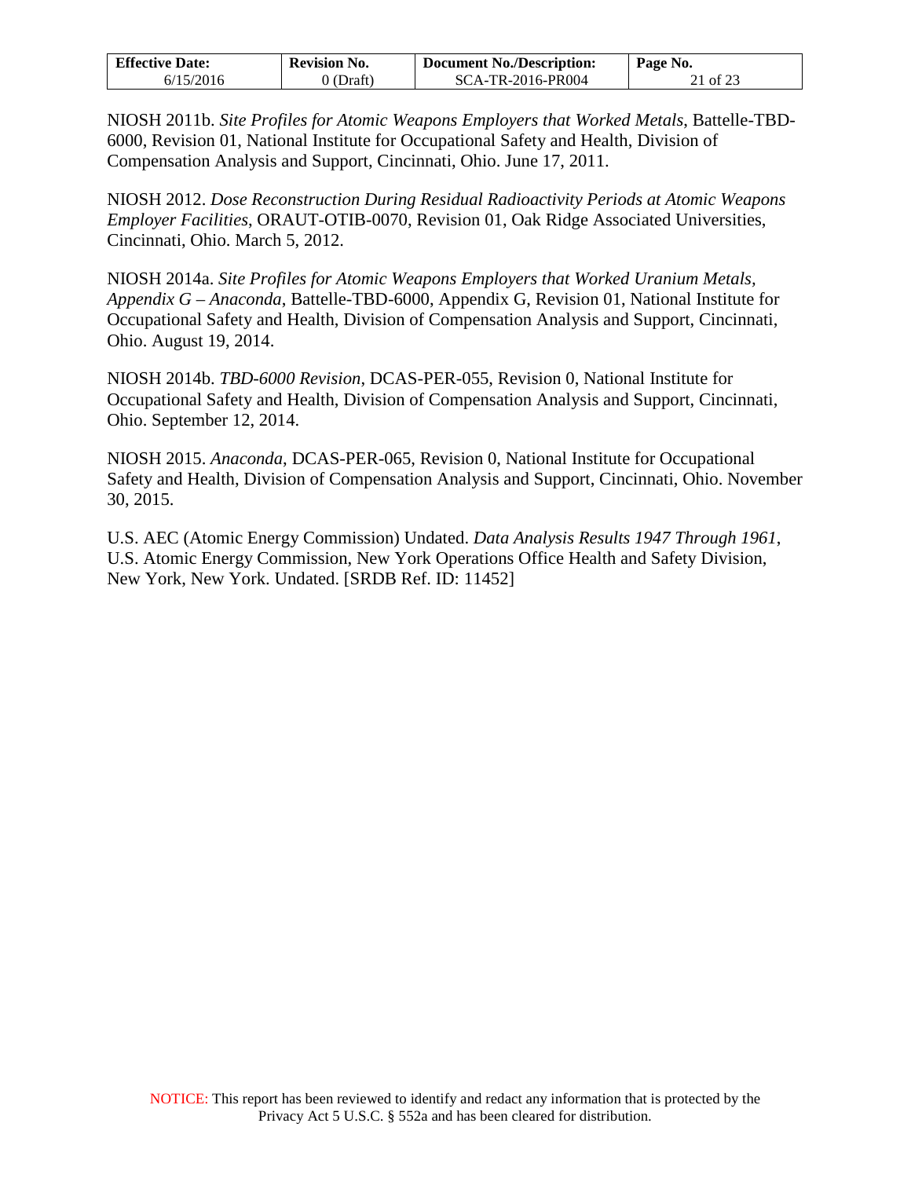NIOSH 2011b. *Site Profiles for Atomic Weapons Employers that Worked Metals*, Battelle-TBD-6000, Revision 01, National Institute for Occupational Safety and Health, Division of Compensation Analysis and Support, Cincinnati, Ohio. June 17, 2011.

NIOSH 2012. *Dose Reconstruction During Residual Radioactivity Periods at Atomic Weapons Employer Facilities*, ORAUT-OTIB-0070, Revision 01, Oak Ridge Associated Universities, Cincinnati, Ohio. March 5, 2012.

NIOSH 2014a. *Site Profiles for Atomic Weapons Employers that Worked Uranium Metals, Appendix G – Anaconda*, Battelle-TBD-6000, Appendix G, Revision 01, National Institute for Occupational Safety and Health, Division of Compensation Analysis and Support, Cincinnati, Ohio. August 19, 2014.

NIOSH 2014b. *TBD-6000 Revision*, DCAS-PER-055, Revision 0, National Institute for Occupational Safety and Health, Division of Compensation Analysis and Support, Cincinnati, Ohio. September 12, 2014.

NIOSH 2015. *Anaconda*, DCAS-PER-065, Revision 0, National Institute for Occupational Safety and Health, Division of Compensation Analysis and Support, Cincinnati, Ohio. November 30, 2015.

U.S. AEC (Atomic Energy Commission) Undated. *Data Analysis Results 1947 Through 1961*, U.S. Atomic Energy Commission, New York Operations Office Health and Safety Division, New York, New York. Undated. [SRDB Ref. ID: 11452]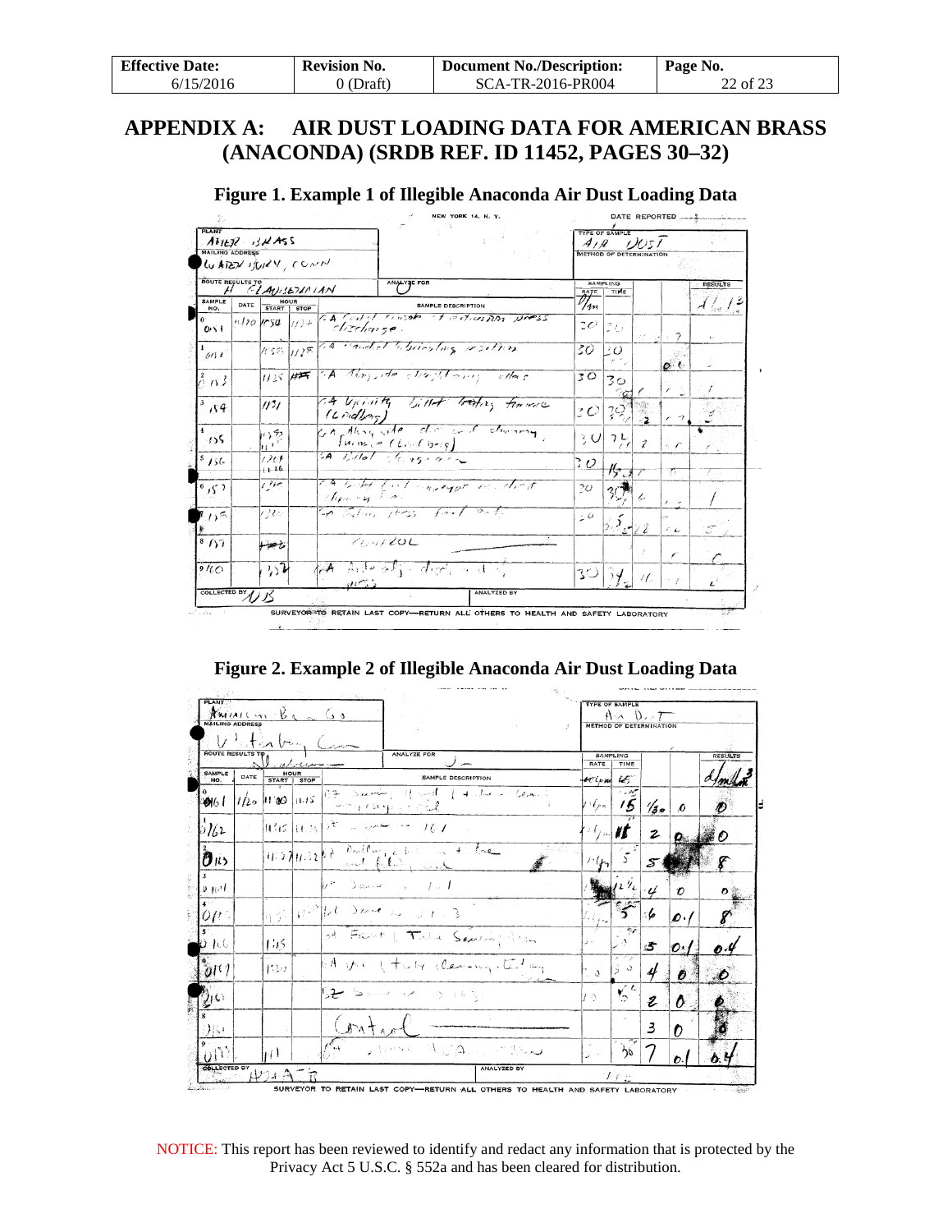# APPENDIX A: AIR DUST LOADING DATA FOR AMERICAN BRASS (ANACONDA) (SRDB REF. ID 11452, PAGES 30–32)

**Figure 1. Example 1 of Illegible Anaconda Air Dust Loading Data**

**Figure 2. Example 2 of Illegible Anaconda Air Dust Loading Data**

NOTICE: This report has been reviewed to identify and redact any information that is protected by the Privacy Act 5 U.S.C. § 552a and has been cleared for distribution.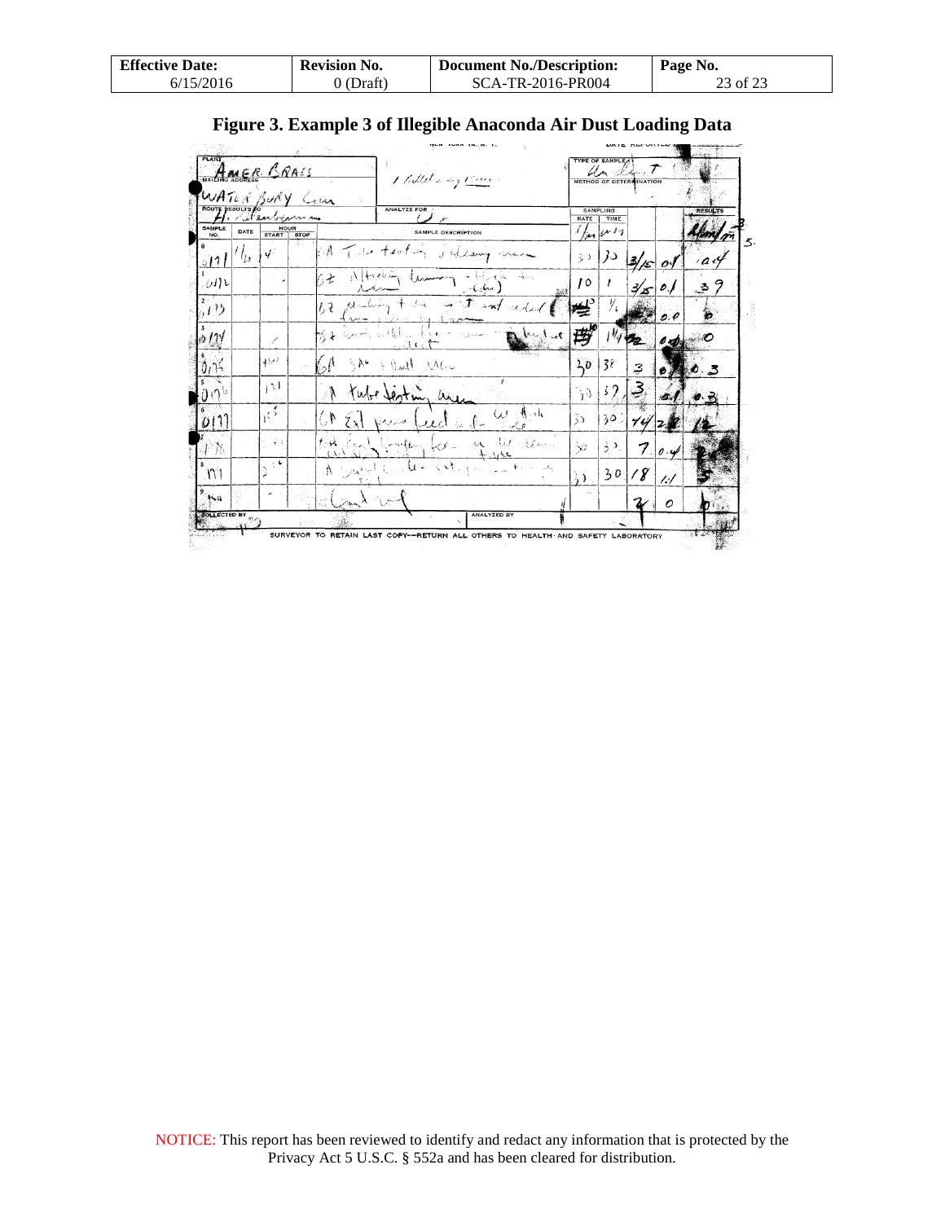**Figure 3. Example 3 of Illegible Anaconda Air Dust Loading Data**

PLANT AMER. BRASS

MAILING ADDRESS WATERBURY Conn

ROUTE RESULTS TO

TYPE OF SAMPLE

METHOD OF DETERMINATION

ANALYZE FOR

| SAMPLE NO. | DATE | HOUR START | HOUR STOP | SAMPLE DESCRIPTION | SAMPLING RATE | SAMPLING TIME | | | RESULTS |
|---|---|---|---|---|---|---|---|---|---|
| 0171 | | | | Tube testing | 30 | 30 | 3/15 | 0.4 | 0.4 |
| 0172 | | | | | 10 | 1 | 3/15 | 0.1 | 39 |
| 0173 | | | | | | | | 0.0 | 0 |
| 0174 | | | | | | | | | 0 |
| 0175 | | | | | 30 | 38 | 3 | | 0.3 |
| 0176 | | | | Tube testing area | 30 | 37 | 3 | 0.1 | 0.3 |
| 0177 | | | | | 30 | 30 | 44 | 2 | 12 |
| | | | | | 30 | 32 | 7 | 0.4 | |
| | | | | | 30 | 30 | 18 | 1.1 | |
| | | | | | | | 2 | 0 | |

COLLECTED BY

ANALYZED BY

SURVEYOR TO RETAIN LAST COPY—RETURN ALL OTHERS TO HEALTH AND SAFETY LABORATORY

NOTICE: This report has been reviewed to identify and redact any information that is protected by the Privacy Act 5 U.S.C. § 552a and has been cleared for distribution.